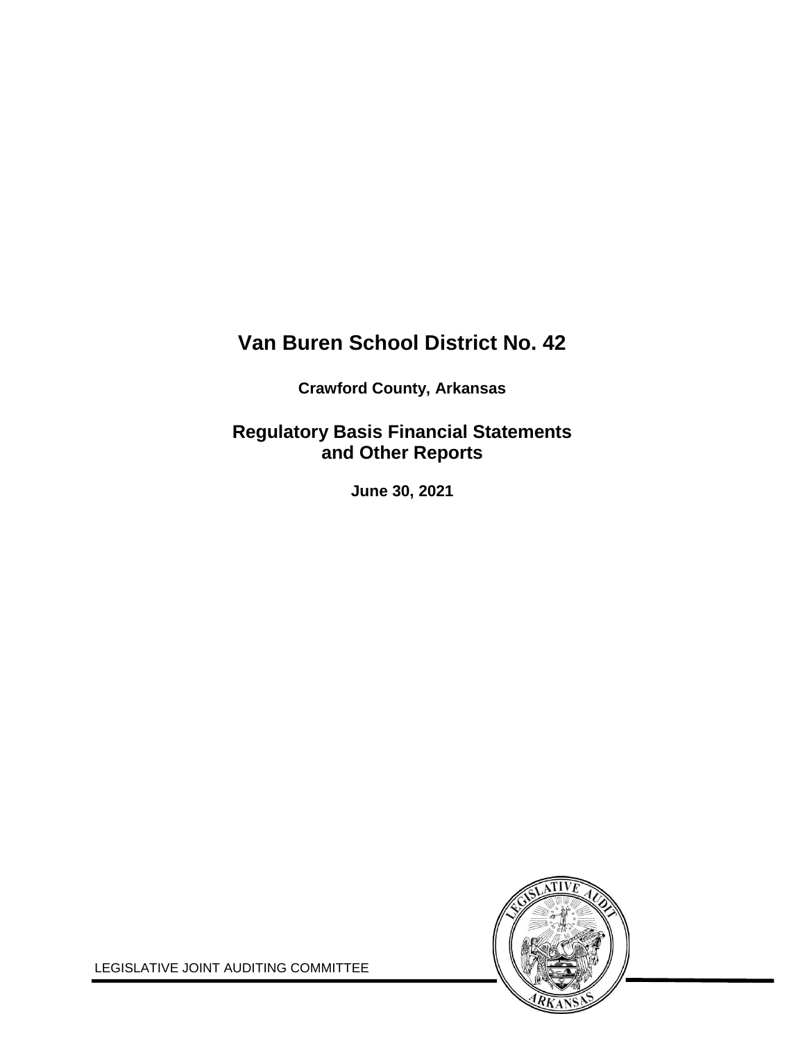# Van Buren School District No. 42

**Crawford County, Arkansas**

## Regulatory Basis Financial Statements and Other Reports

**June 30, 2021**

LEGISLATIVE JOINT AUDITING COMMITTEE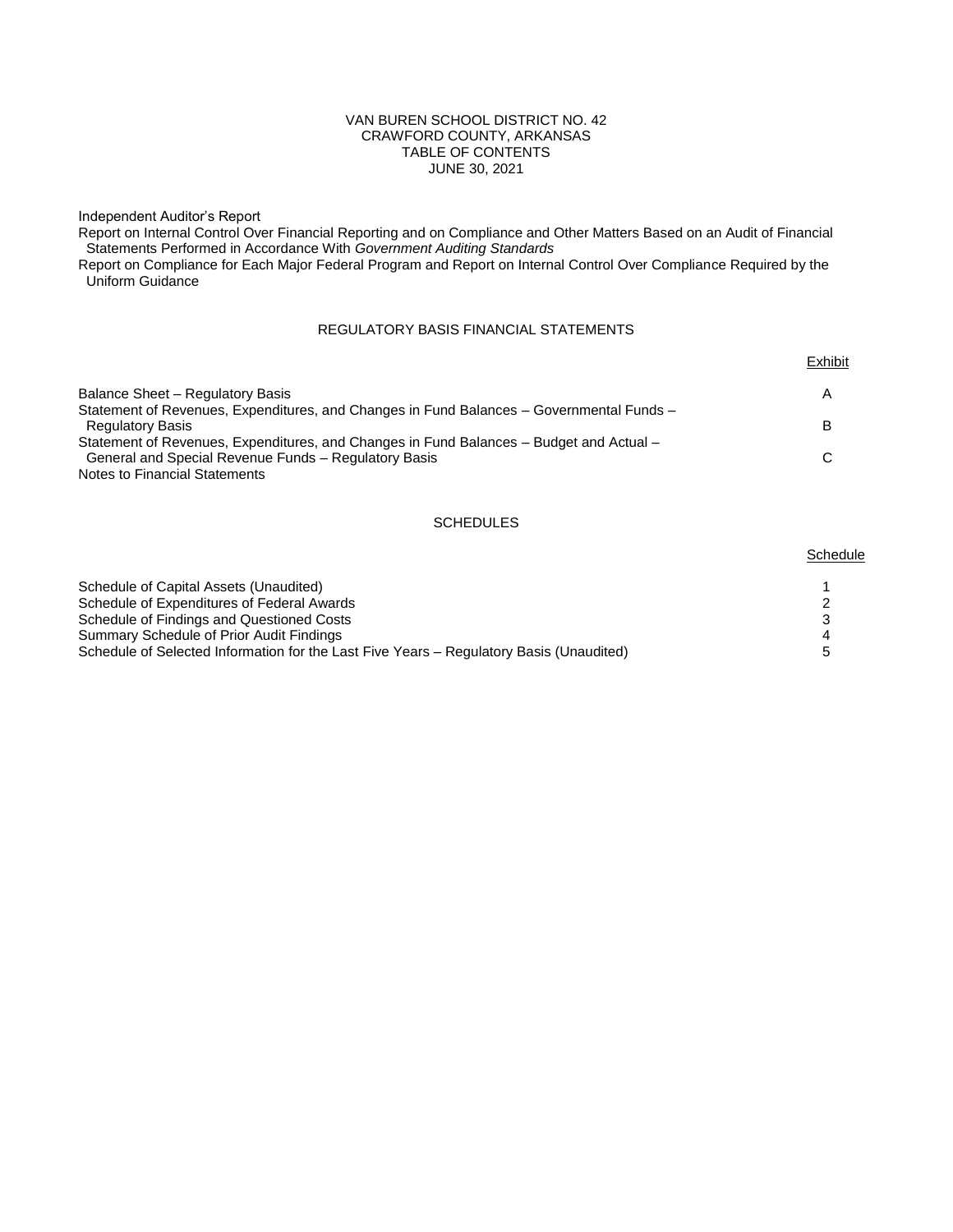VAN BUREN SCHOOL DISTRICT NO. 42
CRAWFORD COUNTY, ARKANSAS
TABLE OF CONTENTS
JUNE 30, 2021

Independent Auditor's Report

Report on Internal Control Over Financial Reporting and on Compliance and Other Matters Based on an Audit of Financial Statements Performed in Accordance With *Government Auditing Standards*

Report on Compliance for Each Major Federal Program and Report on Internal Control Over Compliance Required by the Uniform Guidance

## REGULATORY BASIS FINANCIAL STATEMENTS

| | Exhibit |
|---|---|
| Balance Sheet – Regulatory Basis | A |
| Statement of Revenues, Expenditures, and Changes in Fund Balances – Governmental Funds – Regulatory Basis | B |
| Statement of Revenues, Expenditures, and Changes in Fund Balances – Budget and Actual – General and Special Revenue Funds – Regulatory Basis | C |
| Notes to Financial Statements | |

## SCHEDULES

| | Schedule |
|---|---|
| Schedule of Capital Assets (Unaudited) | 1 |
| Schedule of Expenditures of Federal Awards | 2 |
| Schedule of Findings and Questioned Costs | 3 |
| Summary Schedule of Prior Audit Findings | 4 |
| Schedule of Selected Information for the Last Five Years – Regulatory Basis (Unaudited) | 5 |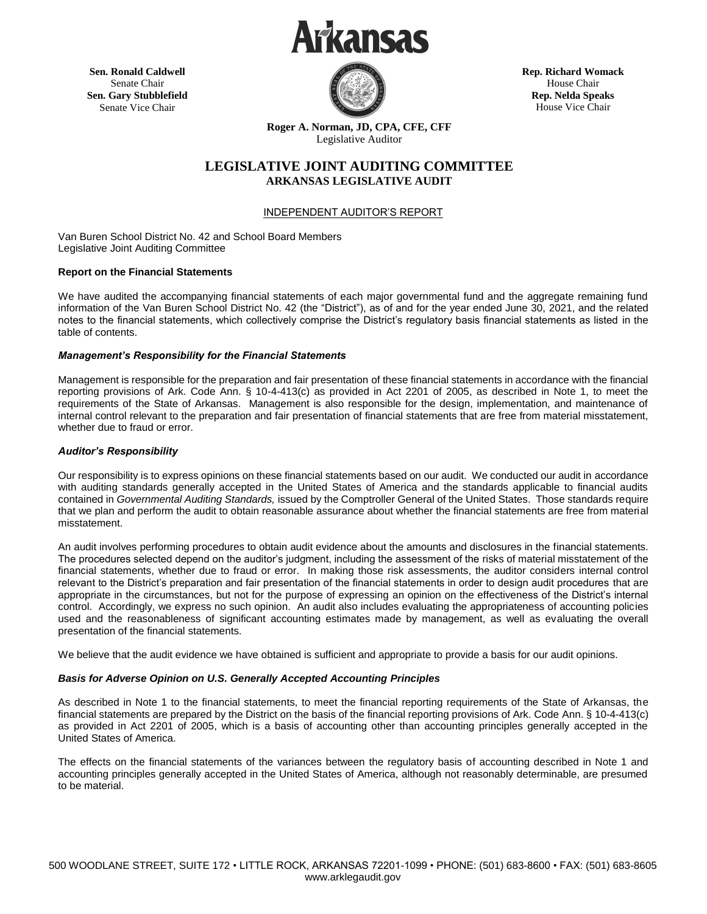Arkansas

**Sen. Ronald Caldwell**
Senate Chair
**Sen. Gary Stubblefield**
Senate Vice Chair

**Rep. Richard Womack**
House Chair
**Rep. Nelda Speaks**
House Vice Chair

**Roger A. Norman, JD, CPA, CFE, CFF**
Legislative Auditor

## LEGISLATIVE JOINT AUDITING COMMITTEE
### ARKANSAS LEGISLATIVE AUDIT

INDEPENDENT AUDITOR'S REPORT

Van Buren School District No. 42 and School Board Members
Legislative Joint Auditing Committee

**Report on the Financial Statements**

We have audited the accompanying financial statements of each major governmental fund and the aggregate remaining fund information of the Van Buren School District No. 42 (the "District"), as of and for the year ended June 30, 2021, and the related notes to the financial statements, which collectively comprise the District's regulatory basis financial statements as listed in the table of contents.

***Management's Responsibility for the Financial Statements***

Management is responsible for the preparation and fair presentation of these financial statements in accordance with the financial reporting provisions of Ark. Code Ann. § 10-4-413(c) as provided in Act 2201 of 2005, as described in Note 1, to meet the requirements of the State of Arkansas. Management is also responsible for the design, implementation, and maintenance of internal control relevant to the preparation and fair presentation of financial statements that are free from material misstatement, whether due to fraud or error.

***Auditor's Responsibility***

Our responsibility is to express opinions on these financial statements based on our audit. We conducted our audit in accordance with auditing standards generally accepted in the United States of America and the standards applicable to financial audits contained in *Governmental Auditing Standards,* issued by the Comptroller General of the United States. Those standards require that we plan and perform the audit to obtain reasonable assurance about whether the financial statements are free from material misstatement.

An audit involves performing procedures to obtain audit evidence about the amounts and disclosures in the financial statements. The procedures selected depend on the auditor's judgment, including the assessment of the risks of material misstatement of the financial statements, whether due to fraud or error. In making those risk assessments, the auditor considers internal control relevant to the District's preparation and fair presentation of the financial statements in order to design audit procedures that are appropriate in the circumstances, but not for the purpose of expressing an opinion on the effectiveness of the District's internal control. Accordingly, we express no such opinion. An audit also includes evaluating the appropriateness of accounting policies used and the reasonableness of significant accounting estimates made by management, as well as evaluating the overall presentation of the financial statements.

We believe that the audit evidence we have obtained is sufficient and appropriate to provide a basis for our audit opinions.

***Basis for Adverse Opinion on U.S. Generally Accepted Accounting Principles***

As described in Note 1 to the financial statements, to meet the financial reporting requirements of the State of Arkansas, the financial statements are prepared by the District on the basis of the financial reporting provisions of Ark. Code Ann. § 10-4-413(c) as provided in Act 2201 of 2005, which is a basis of accounting other than accounting principles generally accepted in the United States of America.

The effects on the financial statements of the variances between the regulatory basis of accounting described in Note 1 and accounting principles generally accepted in the United States of America, although not reasonably determinable, are presumed to be material.

500 WOODLANE STREET, SUITE 172 • LITTLE ROCK, ARKANSAS 72201-1099 • PHONE: (501) 683-8600 • FAX: (501) 683-8605
www.arklegaudit.gov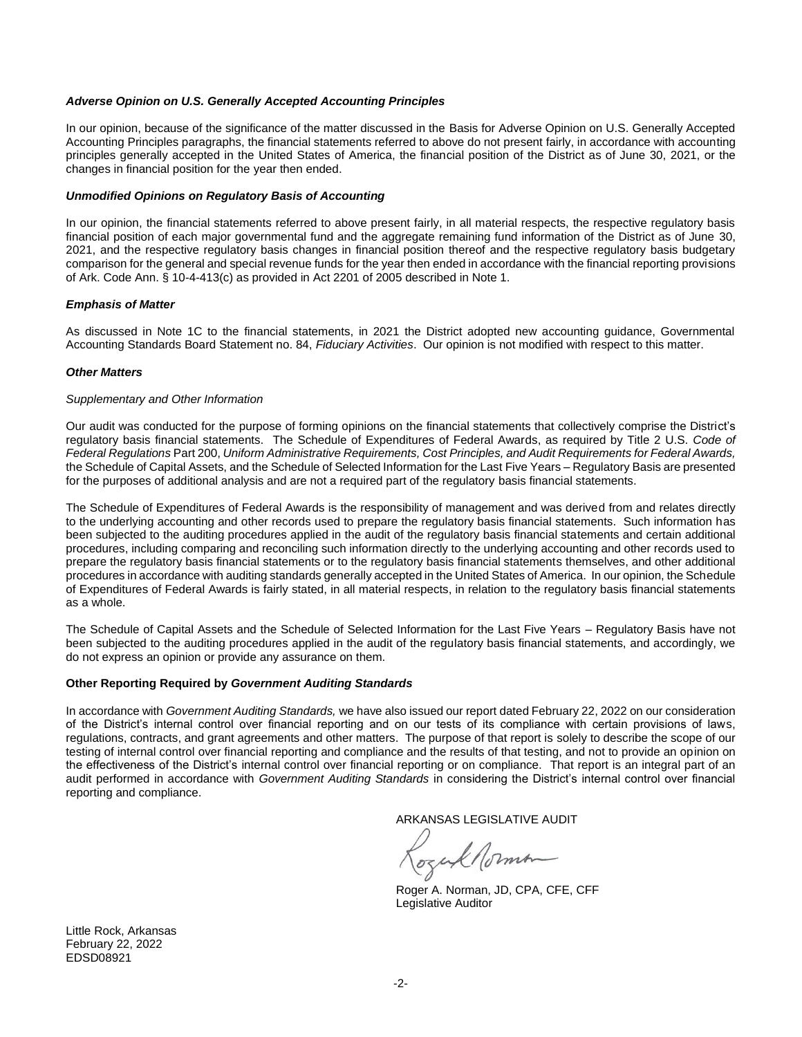***Adverse Opinion on U.S. Generally Accepted Accounting Principles***

In our opinion, because of the significance of the matter discussed in the Basis for Adverse Opinion on U.S. Generally Accepted Accounting Principles paragraphs, the financial statements referred to above do not present fairly, in accordance with accounting principles generally accepted in the United States of America, the financial position of the District as of June 30, 2021, or the changes in financial position for the year then ended.

***Unmodified Opinions on Regulatory Basis of Accounting***

In our opinion, the financial statements referred to above present fairly, in all material respects, the respective regulatory basis financial position of each major governmental fund and the aggregate remaining fund information of the District as of June 30, 2021, and the respective regulatory basis changes in financial position thereof and the respective regulatory basis budgetary comparison for the general and special revenue funds for the year then ended in accordance with the financial reporting provisions of Ark. Code Ann. § 10-4-413(c) as provided in Act 2201 of 2005 described in Note 1.

***Emphasis of Matter***

As discussed in Note 1C to the financial statements, in 2021 the District adopted new accounting guidance, Governmental Accounting Standards Board Statement no. 84, *Fiduciary Activities*. Our opinion is not modified with respect to this matter.

***Other Matters***

*Supplementary and Other Information*

Our audit was conducted for the purpose of forming opinions on the financial statements that collectively comprise the District's regulatory basis financial statements. The Schedule of Expenditures of Federal Awards, as required by Title 2 U.S. *Code of Federal Regulations* Part 200, *Uniform Administrative Requirements, Cost Principles, and Audit Requirements for Federal Awards,* the Schedule of Capital Assets, and the Schedule of Selected Information for the Last Five Years – Regulatory Basis are presented for the purposes of additional analysis and are not a required part of the regulatory basis financial statements.

The Schedule of Expenditures of Federal Awards is the responsibility of management and was derived from and relates directly to the underlying accounting and other records used to prepare the regulatory basis financial statements. Such information has been subjected to the auditing procedures applied in the audit of the regulatory basis financial statements and certain additional procedures, including comparing and reconciling such information directly to the underlying accounting and other records used to prepare the regulatory basis financial statements or to the regulatory basis financial statements themselves, and other additional procedures in accordance with auditing standards generally accepted in the United States of America. In our opinion, the Schedule of Expenditures of Federal Awards is fairly stated, in all material respects, in relation to the regulatory basis financial statements as a whole.

The Schedule of Capital Assets and the Schedule of Selected Information for the Last Five Years – Regulatory Basis have not been subjected to the auditing procedures applied in the audit of the regulatory basis financial statements, and accordingly, we do not express an opinion or provide any assurance on them.

**Other Reporting Required by *Government Auditing Standards***

In accordance with *Government Auditing Standards,* we have also issued our report dated February 22, 2022 on our consideration of the District's internal control over financial reporting and on our tests of its compliance with certain provisions of laws, regulations, contracts, and grant agreements and other matters. The purpose of that report is solely to describe the scope of our testing of internal control over financial reporting and compliance and the results of that testing, and not to provide an opinion on the effectiveness of the District's internal control over financial reporting or on compliance. That report is an integral part of an audit performed in accordance with *Government Auditing Standards* in considering the District's internal control over financial reporting and compliance.

ARKANSAS LEGISLATIVE AUDIT

Roger A. Norman, JD, CPA, CFE, CFF
Legislative Auditor

Little Rock, Arkansas
February 22, 2022
EDSD08921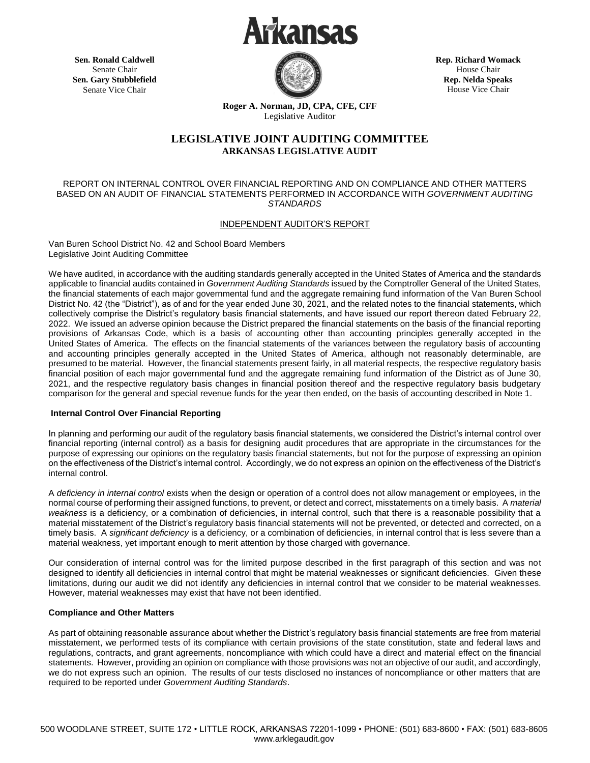Sen. Ronald Caldwell
Senate Chair
Sen. Gary Stubblefield
Senate Vice Chair

Rep. Richard Womack
House Chair
Rep. Nelda Speaks
House Vice Chair

**Roger A. Norman, JD, CPA, CFE, CFF**
Legislative Auditor

# LEGISLATIVE JOINT AUDITING COMMITTEE
## ARKANSAS LEGISLATIVE AUDIT

REPORT ON INTERNAL CONTROL OVER FINANCIAL REPORTING AND ON COMPLIANCE AND OTHER MATTERS BASED ON AN AUDIT OF FINANCIAL STATEMENTS PERFORMED IN ACCORDANCE WITH *GOVERNMENT AUDITING STANDARDS*

INDEPENDENT AUDITOR'S REPORT

Van Buren School District No. 42 and School Board Members
Legislative Joint Auditing Committee

We have audited, in accordance with the auditing standards generally accepted in the United States of America and the standards applicable to financial audits contained in *Government Auditing Standards* issued by the Comptroller General of the United States, the financial statements of each major governmental fund and the aggregate remaining fund information of the Van Buren School District No. 42 (the "District"), as of and for the year ended June 30, 2021, and the related notes to the financial statements, which collectively comprise the District's regulatory basis financial statements, and have issued our report thereon dated February 22, 2022. We issued an adverse opinion because the District prepared the financial statements on the basis of the financial reporting provisions of Arkansas Code, which is a basis of accounting other than accounting principles generally accepted in the United States of America. The effects on the financial statements of the variances between the regulatory basis of accounting and accounting principles generally accepted in the United States of America, although not reasonably determinable, are presumed to be material. However, the financial statements present fairly, in all material respects, the respective regulatory basis financial position of each major governmental fund and the aggregate remaining fund information of the District as of June 30, 2021, and the respective regulatory basis changes in financial position thereof and the respective regulatory basis budgetary comparison for the general and special revenue funds for the year then ended, on the basis of accounting described in Note 1.

### Internal Control Over Financial Reporting

In planning and performing our audit of the regulatory basis financial statements, we considered the District's internal control over financial reporting (internal control) as a basis for designing audit procedures that are appropriate in the circumstances for the purpose of expressing our opinions on the regulatory basis financial statements, but not for the purpose of expressing an opinion on the effectiveness of the District's internal control. Accordingly, we do not express an opinion on the effectiveness of the District's internal control.

A *deficiency in internal control* exists when the design or operation of a control does not allow management or employees, in the normal course of performing their assigned functions, to prevent, or detect and correct, misstatements on a timely basis. A *material weakness* is a deficiency, or a combination of deficiencies, in internal control, such that there is a reasonable possibility that a material misstatement of the District's regulatory basis financial statements will not be prevented, or detected and corrected, on a timely basis. A *significant deficiency* is a deficiency, or a combination of deficiencies, in internal control that is less severe than a material weakness, yet important enough to merit attention by those charged with governance.

Our consideration of internal control was for the limited purpose described in the first paragraph of this section and was not designed to identify all deficiencies in internal control that might be material weaknesses or significant deficiencies. Given these limitations, during our audit we did not identify any deficiencies in internal control that we consider to be material weaknesses. However, material weaknesses may exist that have not been identified.

### Compliance and Other Matters

As part of obtaining reasonable assurance about whether the District's regulatory basis financial statements are free from material misstatement, we performed tests of its compliance with certain provisions of the state constitution, state and federal laws and regulations, contracts, and grant agreements, noncompliance with which could have a direct and material effect on the financial statements. However, providing an opinion on compliance with those provisions was not an objective of our audit, and accordingly, we do not express such an opinion. The results of our tests disclosed no instances of noncompliance or other matters that are required to be reported under *Government Auditing Standards*.

500 WOODLANE STREET, SUITE 172 • LITTLE ROCK, ARKANSAS 72201-1099 • PHONE: (501) 683-8600 • FAX: (501) 683-8605
www.arklegaudit.gov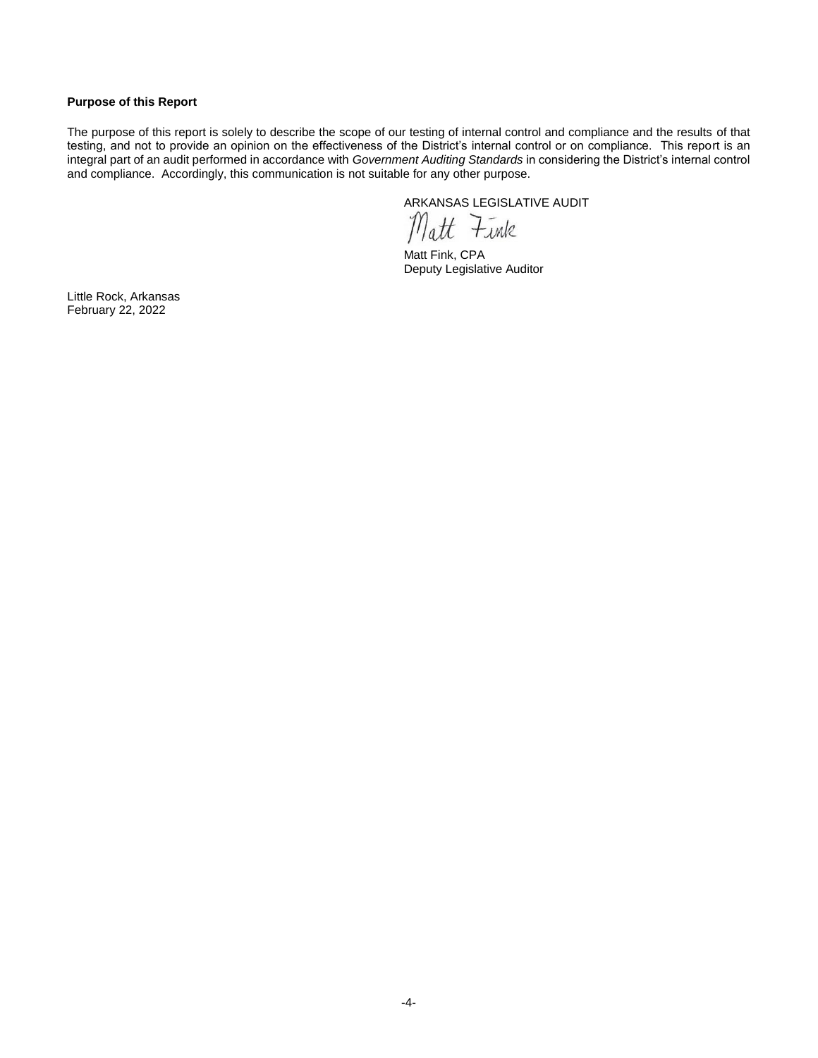**Purpose of this Report**

The purpose of this report is solely to describe the scope of our testing of internal control and compliance and the results of that testing, and not to provide an opinion on the effectiveness of the District's internal control or on compliance. This report is an integral part of an audit performed in accordance with *Government Auditing Standards* in considering the District's internal control and compliance. Accordingly, this communication is not suitable for any other purpose.

ARKANSAS LEGISLATIVE AUDIT

Matt Fink

Matt Fink, CPA
Deputy Legislative Auditor

Little Rock, Arkansas
February 22, 2022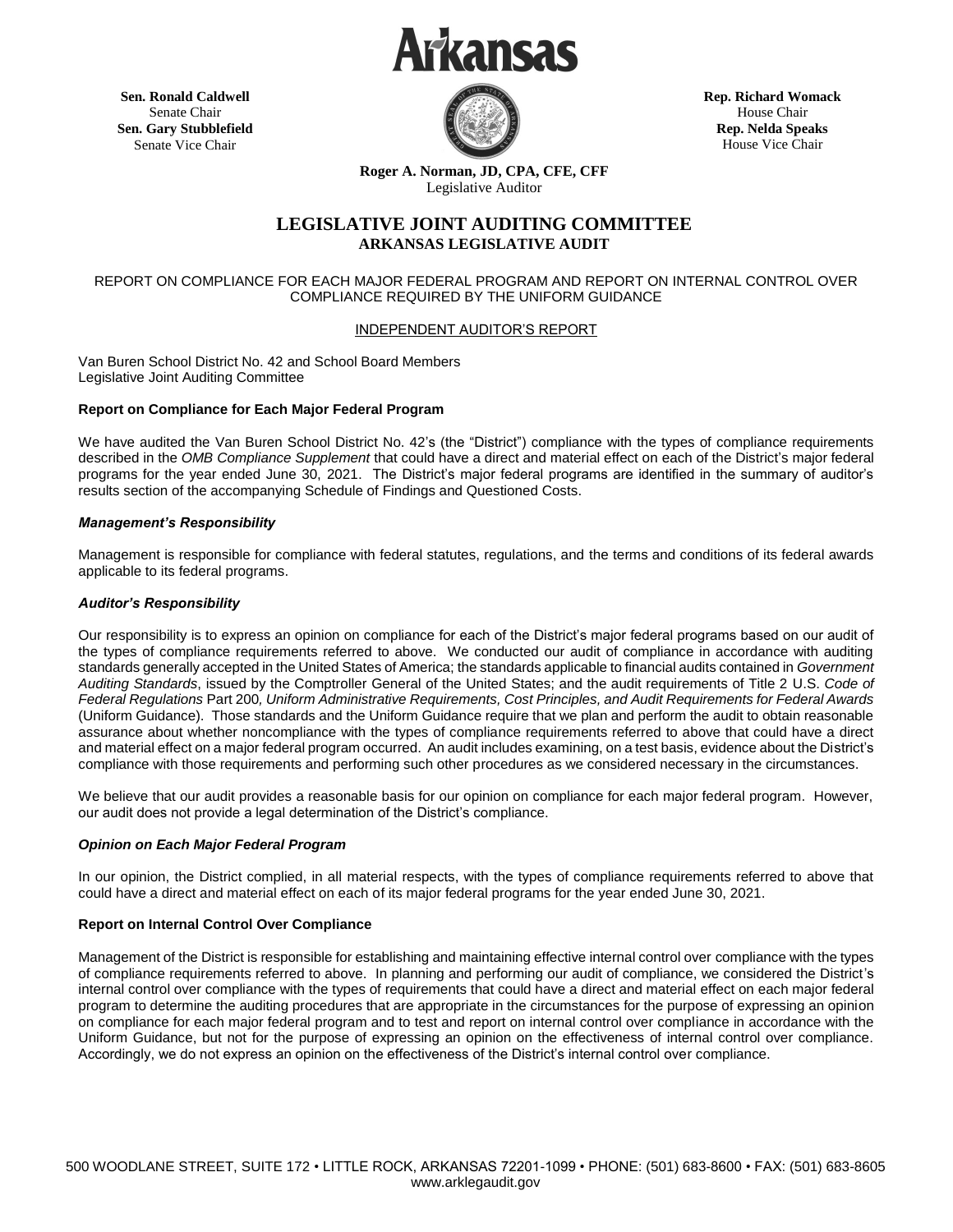# Arkansas

**Sen. Ronald Caldwell**
Senate Chair
**Sen. Gary Stubblefield**
Senate Vice Chair

**Rep. Richard Womack**
House Chair
**Rep. Nelda Speaks**
House Vice Chair

**Roger A. Norman, JD, CPA, CFE, CFF**
Legislative Auditor

## LEGISLATIVE JOINT AUDITING COMMITTEE
### ARKANSAS LEGISLATIVE AUDIT

REPORT ON COMPLIANCE FOR EACH MAJOR FEDERAL PROGRAM AND REPORT ON INTERNAL CONTROL OVER COMPLIANCE REQUIRED BY THE UNIFORM GUIDANCE

INDEPENDENT AUDITOR'S REPORT

Van Buren School District No. 42 and School Board Members
Legislative Joint Auditing Committee

**Report on Compliance for Each Major Federal Program**

We have audited the Van Buren School District No. 42's (the "District") compliance with the types of compliance requirements described in the *OMB Compliance Supplement* that could have a direct and material effect on each of the District's major federal programs for the year ended June 30, 2021. The District's major federal programs are identified in the summary of auditor's results section of the accompanying Schedule of Findings and Questioned Costs.

***Management's Responsibility***

Management is responsible for compliance with federal statutes, regulations, and the terms and conditions of its federal awards applicable to its federal programs.

***Auditor's Responsibility***

Our responsibility is to express an opinion on compliance for each of the District's major federal programs based on our audit of the types of compliance requirements referred to above. We conducted our audit of compliance in accordance with auditing standards generally accepted in the United States of America; the standards applicable to financial audits contained in *Government Auditing Standards*, issued by the Comptroller General of the United States; and the audit requirements of Title 2 U.S. *Code of Federal Regulations* Part 200*, Uniform Administrative Requirements, Cost Principles, and Audit Requirements for Federal Awards* (Uniform Guidance). Those standards and the Uniform Guidance require that we plan and perform the audit to obtain reasonable assurance about whether noncompliance with the types of compliance requirements referred to above that could have a direct and material effect on a major federal program occurred. An audit includes examining, on a test basis, evidence about the District's compliance with those requirements and performing such other procedures as we considered necessary in the circumstances.

We believe that our audit provides a reasonable basis for our opinion on compliance for each major federal program. However, our audit does not provide a legal determination of the District's compliance.

***Opinion on Each Major Federal Program***

In our opinion, the District complied, in all material respects, with the types of compliance requirements referred to above that could have a direct and material effect on each of its major federal programs for the year ended June 30, 2021.

**Report on Internal Control Over Compliance**

Management of the District is responsible for establishing and maintaining effective internal control over compliance with the types of compliance requirements referred to above. In planning and performing our audit of compliance, we considered the District's internal control over compliance with the types of requirements that could have a direct and material effect on each major federal program to determine the auditing procedures that are appropriate in the circumstances for the purpose of expressing an opinion on compliance for each major federal program and to test and report on internal control over compliance in accordance with the Uniform Guidance, but not for the purpose of expressing an opinion on the effectiveness of internal control over compliance. Accordingly, we do not express an opinion on the effectiveness of the District's internal control over compliance.

500 WOODLANE STREET, SUITE 172 • LITTLE ROCK, ARKANSAS 72201-1099 • PHONE: (501) 683-8600 • FAX: (501) 683-8605
www.arklegaudit.gov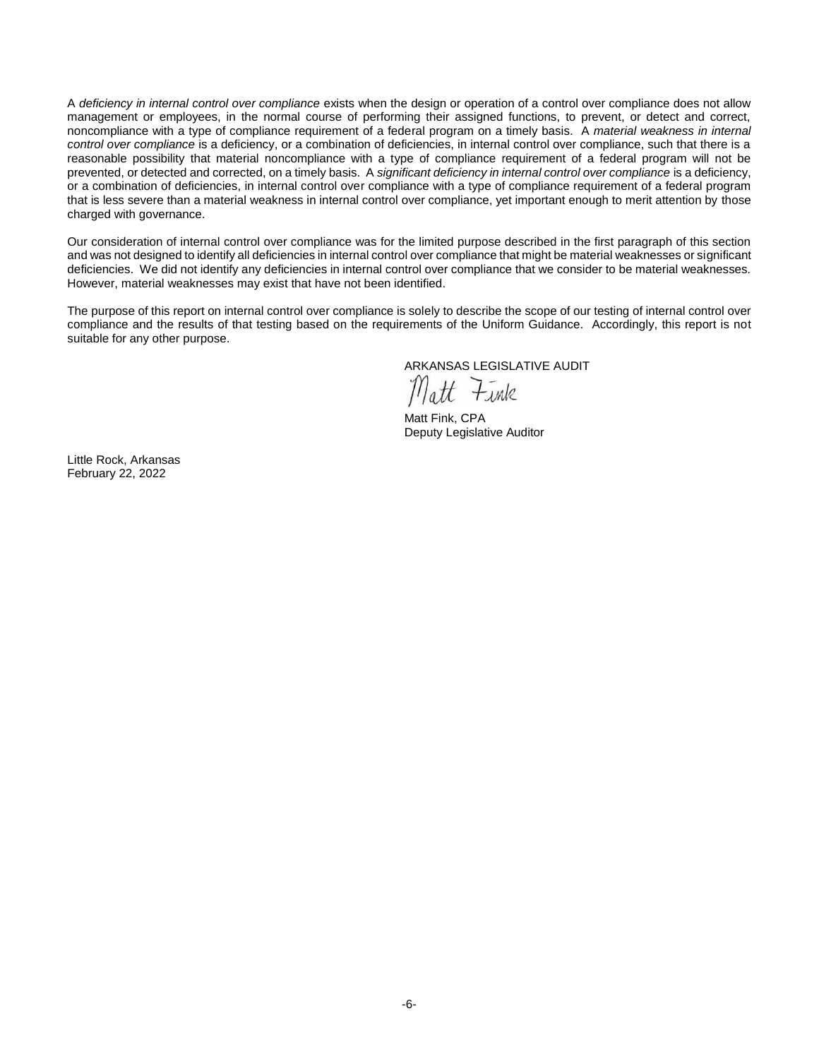A *deficiency in internal control over compliance* exists when the design or operation of a control over compliance does not allow management or employees, in the normal course of performing their assigned functions, to prevent, or detect and correct, noncompliance with a type of compliance requirement of a federal program on a timely basis. A *material weakness in internal control over compliance* is a deficiency, or a combination of deficiencies, in internal control over compliance, such that there is a reasonable possibility that material noncompliance with a type of compliance requirement of a federal program will not be prevented, or detected and corrected, on a timely basis. A *significant deficiency in internal control over compliance* is a deficiency, or a combination of deficiencies, in internal control over compliance with a type of compliance requirement of a federal program that is less severe than a material weakness in internal control over compliance, yet important enough to merit attention by those charged with governance.

Our consideration of internal control over compliance was for the limited purpose described in the first paragraph of this section and was not designed to identify all deficiencies in internal control over compliance that might be material weaknesses or significant deficiencies. We did not identify any deficiencies in internal control over compliance that we consider to be material weaknesses. However, material weaknesses may exist that have not been identified.

The purpose of this report on internal control over compliance is solely to describe the scope of our testing of internal control over compliance and the results of that testing based on the requirements of the Uniform Guidance. Accordingly, this report is not suitable for any other purpose.

ARKANSAS LEGISLATIVE AUDIT

Matt Fink

Matt Fink, CPA
Deputy Legislative Auditor

Little Rock, Arkansas
February 22, 2022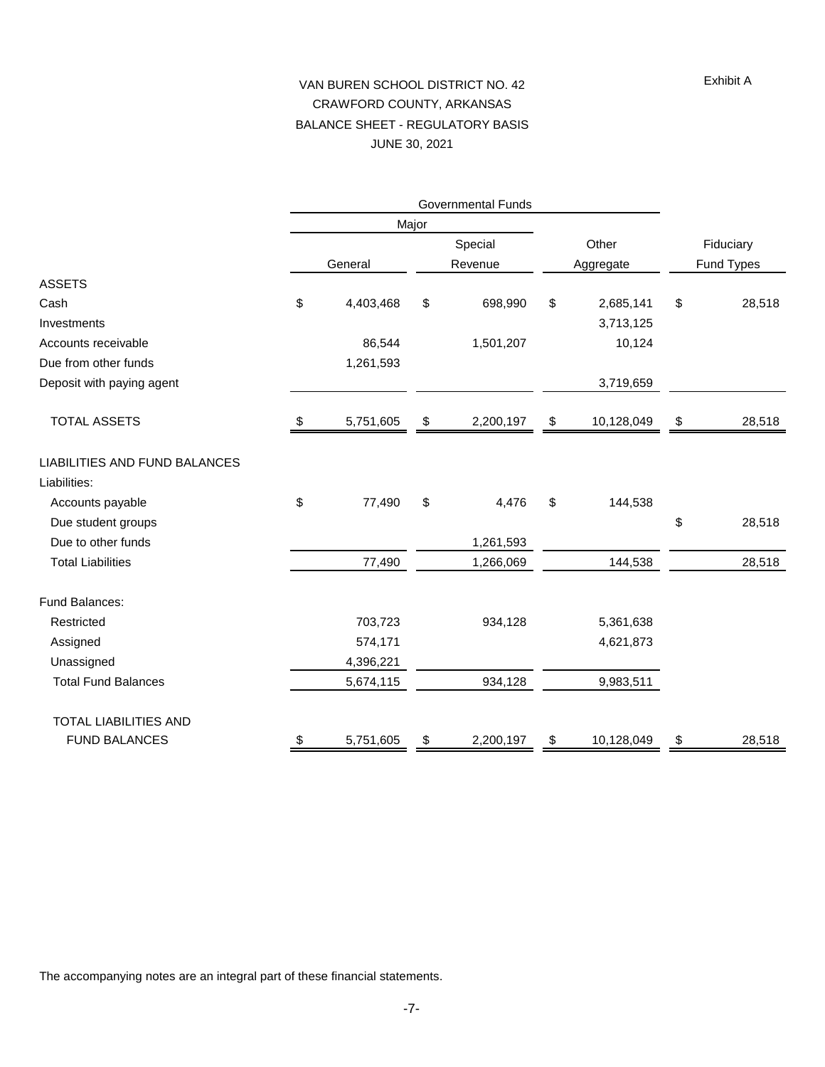Exhibit A

# VAN BUREN SCHOOL DISTRICT NO. 42
## CRAWFORD COUNTY, ARKANSAS
## BALANCE SHEET - REGULATORY BASIS
## JUNE 30, 2021

| | Governmental Funds | | | |
|---|---|---|---|---|
| | Major | | | |
| | General | Special Revenue | Other Aggregate | Fiduciary Fund Types |
| **ASSETS** | | | | |
| Cash | $ 4,403,468 | $ 698,990 | $ 2,685,141 | $ 28,518 |
| Investments | | | 3,713,125 | |
| Accounts receivable | 86,544 | 1,501,207 | 10,124 | |
| Due from other funds | 1,261,593 | | | |
| Deposit with paying agent | | | 3,719,659 | |
| TOTAL ASSETS | $ 5,751,605 | $ 2,200,197 | $ 10,128,049 | $ 28,518 |
| **LIABILITIES AND FUND BALANCES** | | | | |
| Liabilities: | | | | |
| Accounts payable | $ 77,490 | $ 4,476 | $ 144,538 | |
| Due student groups | | | | $ 28,518 |
| Due to other funds | | 1,261,593 | | |
| Total Liabilities | 77,490 | 1,266,069 | 144,538 | 28,518 |
| Fund Balances: | | | | |
| Restricted | 703,723 | 934,128 | 5,361,638 | |
| Assigned | 574,171 | | 4,621,873 | |
| Unassigned | 4,396,221 | | | |
| Total Fund Balances | 5,674,115 | 934,128 | 9,983,511 | |
| TOTAL LIABILITIES AND FUND BALANCES | $ 5,751,605 | $ 2,200,197 | $ 10,128,049 | $ 28,518 |

The accompanying notes are an integral part of these financial statements.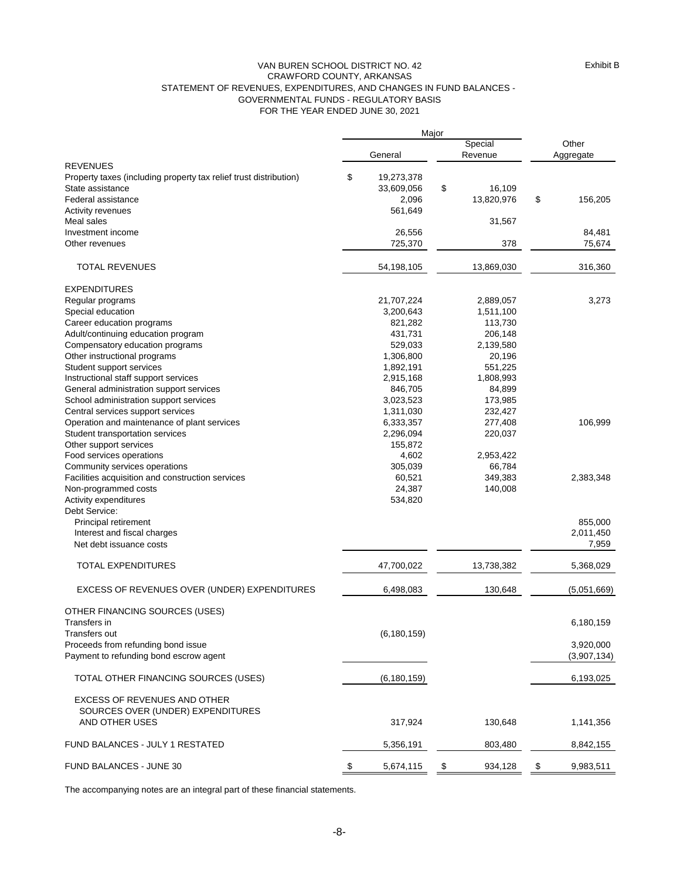Exhibit B

# VAN BUREN SCHOOL DISTRICT NO. 42
## CRAWFORD COUNTY, ARKANSAS
## STATEMENT OF REVENUES, EXPENDITURES, AND CHANGES IN FUND BALANCES - GOVERNMENTAL FUNDS - REGULATORY BASIS
## FOR THE YEAR ENDED JUNE 30, 2021

| | Major | | |
|---|---|---|---|
| | General | Special Revenue | Other Aggregate |
| **REVENUES** | | | |
| Property taxes (including property tax relief trust distribution) | $ 19,273,378 | | |
| State assistance | 33,609,056 | $ 16,109 | |
| Federal assistance | 2,096 | 13,820,976 | $ 156,205 |
| Activity revenues | 561,649 | | |
| Meal sales | | 31,567 | |
| Investment income | 26,556 | | 84,481 |
| Other revenues | 725,370 | 378 | 75,674 |
| TOTAL REVENUES | 54,198,105 | 13,869,030 | 316,360 |
| **EXPENDITURES** | | | |
| Regular programs | 21,707,224 | 2,889,057 | 3,273 |
| Special education | 3,200,643 | 1,511,100 | |
| Career education programs | 821,282 | 113,730 | |
| Adult/continuing education program | 431,731 | 206,148 | |
| Compensatory education programs | 529,033 | 2,139,580 | |
| Other instructional programs | 1,306,800 | 20,196 | |
| Student support services | 1,892,191 | 551,225 | |
| Instructional staff support services | 2,915,168 | 1,808,993 | |
| General administration support services | 846,705 | 84,899 | |
| School administration support services | 3,023,523 | 173,985 | |
| Central services support services | 1,311,030 | 232,427 | |
| Operation and maintenance of plant services | 6,333,357 | 277,408 | 106,999 |
| Student transportation services | 2,296,094 | 220,037 | |
| Other support services | 155,872 | | |
| Food services operations | 4,602 | 2,953,422 | |
| Community services operations | 305,039 | 66,784 | |
| Facilities acquisition and construction services | 60,521 | 349,383 | 2,383,348 |
| Non-programmed costs | 24,387 | 140,008 | |
| Activity expenditures | 534,820 | | |
| Debt Service: | | | |
| Principal retirement | | | 855,000 |
| Interest and fiscal charges | | | 2,011,450 |
| Net debt issuance costs | | | 7,959 |
| TOTAL EXPENDITURES | 47,700,022 | 13,738,382 | 5,368,029 |
| EXCESS OF REVENUES OVER (UNDER) EXPENDITURES | 6,498,083 | 130,648 | (5,051,669) |
| **OTHER FINANCING SOURCES (USES)** | | | |
| Transfers in | | | 6,180,159 |
| Transfers out | (6,180,159) | | |
| Proceeds from refunding bond issue | | | 3,920,000 |
| Payment to refunding bond escrow agent | | | (3,907,134) |
| TOTAL OTHER FINANCING SOURCES (USES) | (6,180,159) | | 6,193,025 |
| EXCESS OF REVENUES AND OTHER SOURCES OVER (UNDER) EXPENDITURES AND OTHER USES | 317,924 | 130,648 | 1,141,356 |
| FUND BALANCES - JULY 1 RESTATED | 5,356,191 | 803,480 | 8,842,155 |
| FUND BALANCES - JUNE 30 | $ 5,674,115 | $ 934,128 | $ 9,983,511 |

The accompanying notes are an integral part of these financial statements.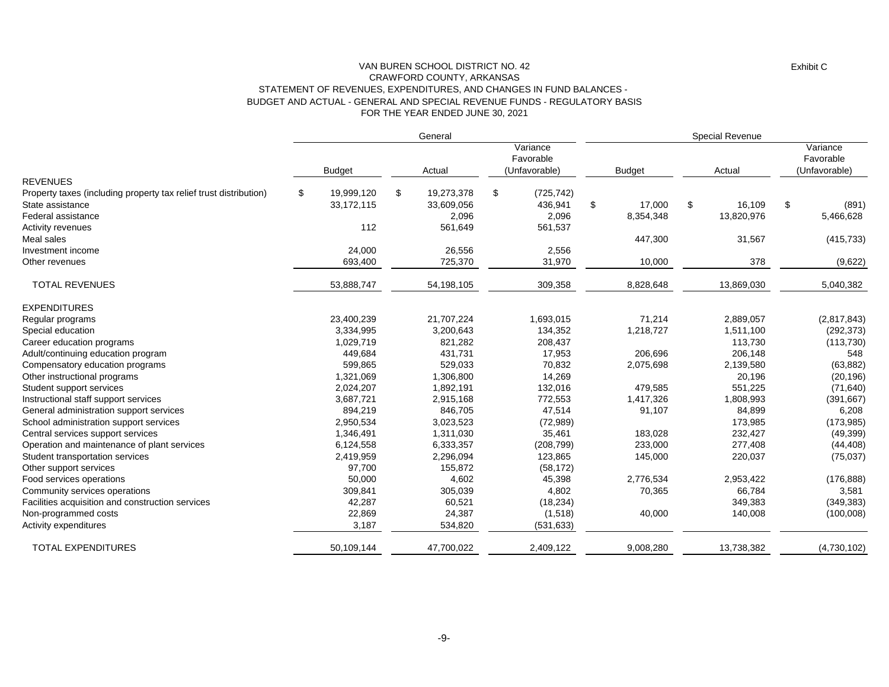Exhibit C

# VAN BUREN SCHOOL DISTRICT NO. 42
## CRAWFORD COUNTY, ARKANSAS
## STATEMENT OF REVENUES, EXPENDITURES, AND CHANGES IN FUND BALANCES - BUDGET AND ACTUAL - GENERAL AND SPECIAL REVENUE FUNDS - REGULATORY BASIS
## FOR THE YEAR ENDED JUNE 30, 2021

| | General | | | Special Revenue | | |
|---|---|---|---|---|---|---|
| | Budget | Actual | Variance Favorable (Unfavorable) | Budget | Actual | Variance Favorable (Unfavorable) |
| **REVENUES** | | | | | | |
| Property taxes (including property tax relief trust distribution) | $ 19,999,120 | $ 19,273,378 | $ (725,742) | | | |
| State assistance | 33,172,115 | 33,609,056 | 436,941 | $ 17,000 | $ 16,109 | $ (891) |
| Federal assistance | | 2,096 | 2,096 | 8,354,348 | 13,820,976 | 5,466,628 |
| Activity revenues | 112 | 561,649 | 561,537 | | | |
| Meal sales | | | | 447,300 | 31,567 | (415,733) |
| Investment income | 24,000 | 26,556 | 2,556 | | | |
| Other revenues | 693,400 | 725,370 | 31,970 | 10,000 | 378 | (9,622) |
| TOTAL REVENUES | 53,888,747 | 54,198,105 | 309,358 | 8,828,648 | 13,869,030 | 5,040,382 |
| **EXPENDITURES** | | | | | | |
| Regular programs | 23,400,239 | 21,707,224 | 1,693,015 | 71,214 | 2,889,057 | (2,817,843) |
| Special education | 3,334,995 | 3,200,643 | 134,352 | 1,218,727 | 1,511,100 | (292,373) |
| Career education programs | 1,029,719 | 821,282 | 208,437 | | 113,730 | (113,730) |
| Adult/continuing education program | 449,684 | 431,731 | 17,953 | 206,696 | 206,148 | 548 |
| Compensatory education programs | 599,865 | 529,033 | 70,832 | 2,075,698 | 2,139,580 | (63,882) |
| Other instructional programs | 1,321,069 | 1,306,800 | 14,269 | | 20,196 | (20,196) |
| Student support services | 2,024,207 | 1,892,191 | 132,016 | 479,585 | 551,225 | (71,640) |
| Instructional staff support services | 3,687,721 | 2,915,168 | 772,553 | 1,417,326 | 1,808,993 | (391,667) |
| General administration support services | 894,219 | 846,705 | 47,514 | 91,107 | 84,899 | 6,208 |
| School administration support services | 2,950,534 | 3,023,523 | (72,989) | | 173,985 | (173,985) |
| Central services support services | 1,346,491 | 1,311,030 | 35,461 | 183,028 | 232,427 | (49,399) |
| Operation and maintenance of plant services | 6,124,558 | 6,333,357 | (208,799) | 233,000 | 277,408 | (44,408) |
| Student transportation services | 2,419,959 | 2,296,094 | 123,865 | 145,000 | 220,037 | (75,037) |
| Other support services | 97,700 | 155,872 | (58,172) | | | |
| Food services operations | 50,000 | 4,602 | 45,398 | 2,776,534 | 2,953,422 | (176,888) |
| Community services operations | 309,841 | 305,039 | 4,802 | 70,365 | 66,784 | 3,581 |
| Facilities acquisition and construction services | 42,287 | 60,521 | (18,234) | | 349,383 | (349,383) |
| Non-programmed costs | 22,869 | 24,387 | (1,518) | 40,000 | 140,008 | (100,008) |
| Activity expenditures | 3,187 | 534,820 | (531,633) | | | |
| TOTAL EXPENDITURES | 50,109,144 | 47,700,022 | 2,409,122 | 9,008,280 | 13,738,382 | (4,730,102) |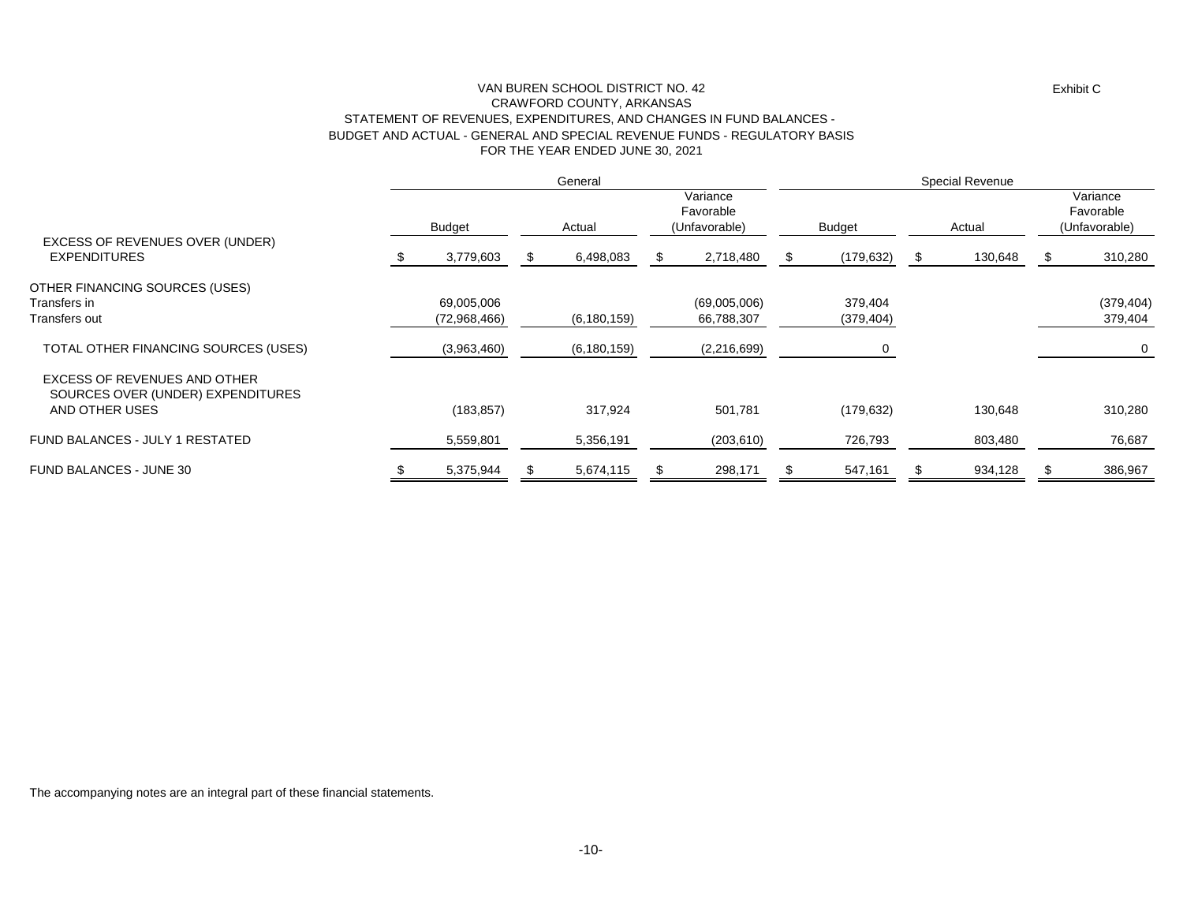Exhibit C

# VAN BUREN SCHOOL DISTRICT NO. 42
## CRAWFORD COUNTY, ARKANSAS
## STATEMENT OF REVENUES, EXPENDITURES, AND CHANGES IN FUND BALANCES - BUDGET AND ACTUAL - GENERAL AND SPECIAL REVENUE FUNDS - REGULATORY BASIS
## FOR THE YEAR ENDED JUNE 30, 2021

| | General | | | Special Revenue | | |
|---|---|---|---|---|---|---|
| | Budget | Actual | Variance Favorable (Unfavorable) | Budget | Actual | Variance Favorable (Unfavorable) |
| EXCESS OF REVENUES OVER (UNDER) EXPENDITURES | $ 3,779,603 | $ 6,498,083 | $ 2,718,480 | $ (179,632) | $ 130,648 | $ 310,280 |
| OTHER FINANCING SOURCES (USES) | | | | | | |
| Transfers in | 69,005,006 | | (69,005,006) | 379,404 | | (379,404) |
| Transfers out | (72,968,466) | (6,180,159) | 66,788,307 | (379,404) | | 379,404 |
| TOTAL OTHER FINANCING SOURCES (USES) | (3,963,460) | (6,180,159) | (2,216,699) | 0 | | 0 |
| EXCESS OF REVENUES AND OTHER SOURCES OVER (UNDER) EXPENDITURES AND OTHER USES | (183,857) | 317,924 | 501,781 | (179,632) | 130,648 | 310,280 |
| FUND BALANCES - JULY 1 RESTATED | 5,559,801 | 5,356,191 | (203,610) | 726,793 | 803,480 | 76,687 |
| FUND BALANCES - JUNE 30 | $ 5,375,944 | $ 5,674,115 | $ 298,171 | $ 547,161 | $ 934,128 | $ 386,967 |

The accompanying notes are an integral part of these financial statements.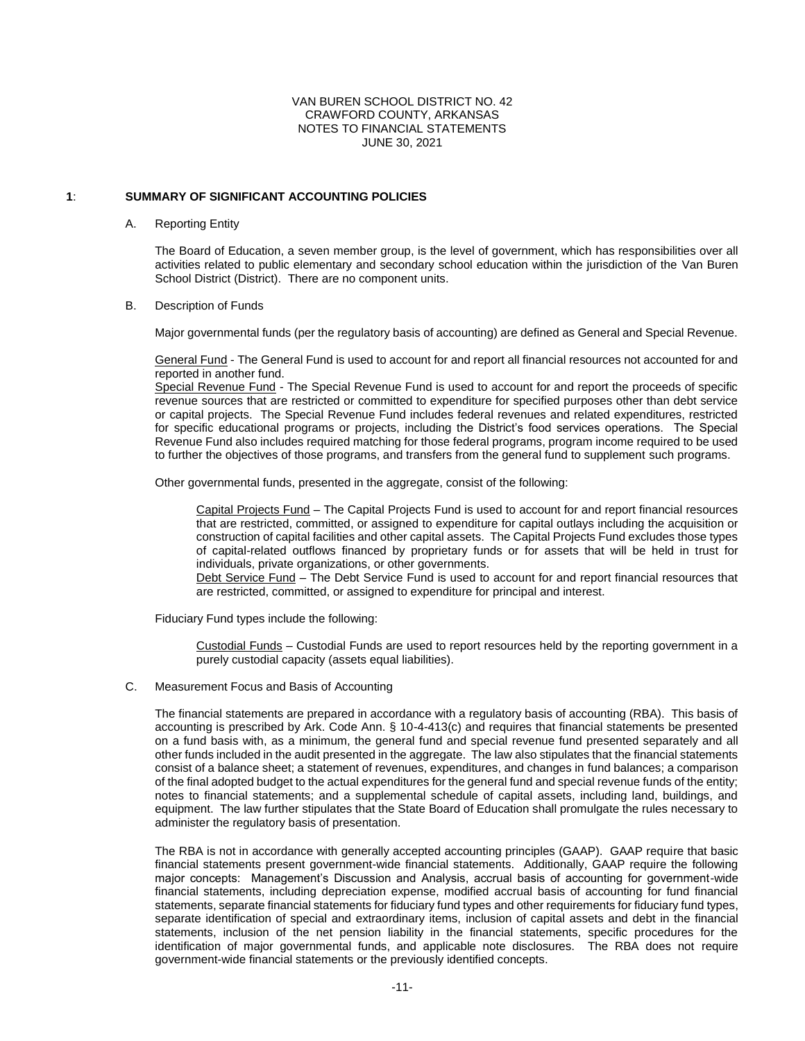VAN BUREN SCHOOL DISTRICT NO. 42
CRAWFORD COUNTY, ARKANSAS
NOTES TO FINANCIAL STATEMENTS
JUNE 30, 2021

## 1: SUMMARY OF SIGNIFICANT ACCOUNTING POLICIES

### A. Reporting Entity

The Board of Education, a seven member group, is the level of government, which has responsibilities over all activities related to public elementary and secondary school education within the jurisdiction of the Van Buren School District (District). There are no component units.

### B. Description of Funds

Major governmental funds (per the regulatory basis of accounting) are defined as General and Special Revenue.

General Fund - The General Fund is used to account for and report all financial resources not accounted for and reported in another fund.

Special Revenue Fund - The Special Revenue Fund is used to account for and report the proceeds of specific revenue sources that are restricted or committed to expenditure for specified purposes other than debt service or capital projects. The Special Revenue Fund includes federal revenues and related expenditures, restricted for specific educational programs or projects, including the District's food services operations. The Special Revenue Fund also includes required matching for those federal programs, program income required to be used to further the objectives of those programs, and transfers from the general fund to supplement such programs.

Other governmental funds, presented in the aggregate, consist of the following:

> Capital Projects Fund – The Capital Projects Fund is used to account for and report financial resources that are restricted, committed, or assigned to expenditure for capital outlays including the acquisition or construction of capital facilities and other capital assets. The Capital Projects Fund excludes those types of capital-related outflows financed by proprietary funds or for assets that will be held in trust for individuals, private organizations, or other governments.
>
> Debt Service Fund – The Debt Service Fund is used to account for and report financial resources that are restricted, committed, or assigned to expenditure for principal and interest.

Fiduciary Fund types include the following:

> Custodial Funds – Custodial Funds are used to report resources held by the reporting government in a purely custodial capacity (assets equal liabilities).

### C. Measurement Focus and Basis of Accounting

The financial statements are prepared in accordance with a regulatory basis of accounting (RBA). This basis of accounting is prescribed by Ark. Code Ann. § 10-4-413(c) and requires that financial statements be presented on a fund basis with, as a minimum, the general fund and special revenue fund presented separately and all other funds included in the audit presented in the aggregate. The law also stipulates that the financial statements consist of a balance sheet; a statement of revenues, expenditures, and changes in fund balances; a comparison of the final adopted budget to the actual expenditures for the general fund and special revenue funds of the entity; notes to financial statements; and a supplemental schedule of capital assets, including land, buildings, and equipment. The law further stipulates that the State Board of Education shall promulgate the rules necessary to administer the regulatory basis of presentation.

The RBA is not in accordance with generally accepted accounting principles (GAAP). GAAP require that basic financial statements present government-wide financial statements. Additionally, GAAP require the following major concepts: Management's Discussion and Analysis, accrual basis of accounting for government-wide financial statements, including depreciation expense, modified accrual basis of accounting for fund financial statements, separate financial statements for fiduciary fund types and other requirements for fiduciary fund types, separate identification of special and extraordinary items, inclusion of capital assets and debt in the financial statements, inclusion of the net pension liability in the financial statements, specific procedures for the identification of major governmental funds, and applicable note disclosures. The RBA does not require government-wide financial statements or the previously identified concepts.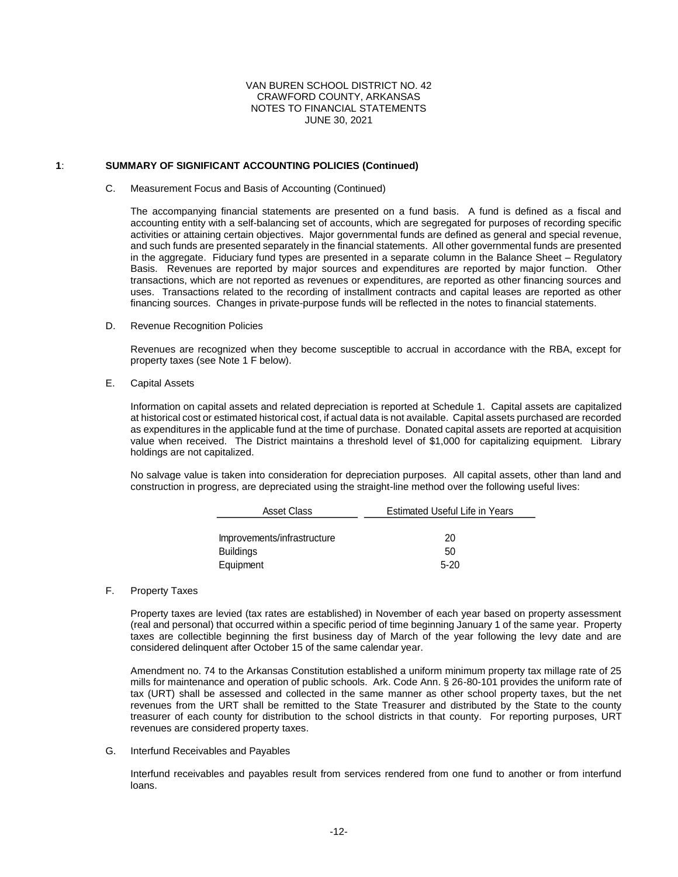VAN BUREN SCHOOL DISTRICT NO. 42
CRAWFORD COUNTY, ARKANSAS
NOTES TO FINANCIAL STATEMENTS
JUNE 30, 2021

## 1: SUMMARY OF SIGNIFICANT ACCOUNTING POLICIES (Continued)

C. Measurement Focus and Basis of Accounting (Continued)

The accompanying financial statements are presented on a fund basis. A fund is defined as a fiscal and accounting entity with a self-balancing set of accounts, which are segregated for purposes of recording specific activities or attaining certain objectives. Major governmental funds are defined as general and special revenue, and such funds are presented separately in the financial statements. All other governmental funds are presented in the aggregate. Fiduciary fund types are presented in a separate column in the Balance Sheet – Regulatory Basis. Revenues are reported by major sources and expenditures are reported by major function. Other transactions, which are not reported as revenues or expenditures, are reported as other financing sources and uses. Transactions related to the recording of installment contracts and capital leases are reported as other financing sources. Changes in private-purpose funds will be reflected in the notes to financial statements.

D. Revenue Recognition Policies

Revenues are recognized when they become susceptible to accrual in accordance with the RBA, except for property taxes (see Note 1 F below).

E. Capital Assets

Information on capital assets and related depreciation is reported at Schedule 1. Capital assets are capitalized at historical cost or estimated historical cost, if actual data is not available. Capital assets purchased are recorded as expenditures in the applicable fund at the time of purchase. Donated capital assets are reported at acquisition value when received. The District maintains a threshold level of $1,000 for capitalizing equipment. Library holdings are not capitalized.

No salvage value is taken into consideration for depreciation purposes. All capital assets, other than land and construction in progress, are depreciated using the straight-line method over the following useful lives:

| Asset Class | Estimated Useful Life in Years |
|---|---|
| Improvements/infrastructure | 20 |
| Buildings | 50 |
| Equipment | 5-20 |

F. Property Taxes

Property taxes are levied (tax rates are established) in November of each year based on property assessment (real and personal) that occurred within a specific period of time beginning January 1 of the same year. Property taxes are collectible beginning the first business day of March of the year following the levy date and are considered delinquent after October 15 of the same calendar year.

Amendment no. 74 to the Arkansas Constitution established a uniform minimum property tax millage rate of 25 mills for maintenance and operation of public schools. Ark. Code Ann. § 26-80-101 provides the uniform rate of tax (URT) shall be assessed and collected in the same manner as other school property taxes, but the net revenues from the URT shall be remitted to the State Treasurer and distributed by the State to the county treasurer of each county for distribution to the school districts in that county. For reporting purposes, URT revenues are considered property taxes.

G. Interfund Receivables and Payables

Interfund receivables and payables result from services rendered from one fund to another or from interfund loans.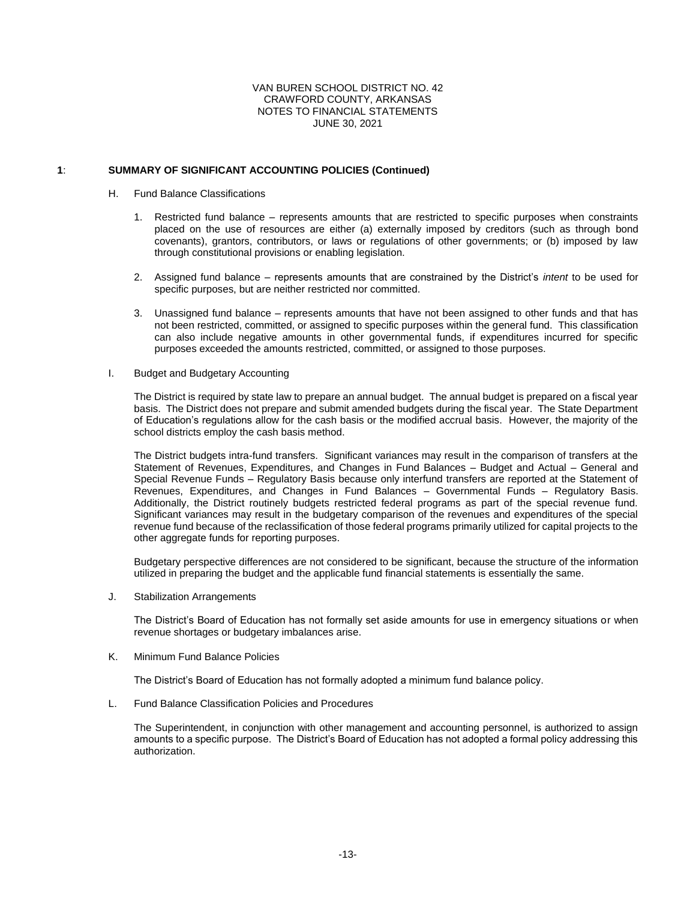VAN BUREN SCHOOL DISTRICT NO. 42
CRAWFORD COUNTY, ARKANSAS
NOTES TO FINANCIAL STATEMENTS
JUNE 30, 2021

**1**: **SUMMARY OF SIGNIFICANT ACCOUNTING POLICIES (Continued)**

H. Fund Balance Classifications

1. Restricted fund balance – represents amounts that are restricted to specific purposes when constraints placed on the use of resources are either (a) externally imposed by creditors (such as through bond covenants), grantors, contributors, or laws or regulations of other governments; or (b) imposed by law through constitutional provisions or enabling legislation.

2. Assigned fund balance – represents amounts that are constrained by the District's *intent* to be used for specific purposes, but are neither restricted nor committed.

3. Unassigned fund balance – represents amounts that have not been assigned to other funds and that has not been restricted, committed, or assigned to specific purposes within the general fund. This classification can also include negative amounts in other governmental funds, if expenditures incurred for specific purposes exceeded the amounts restricted, committed, or assigned to those purposes.

I. Budget and Budgetary Accounting

The District is required by state law to prepare an annual budget. The annual budget is prepared on a fiscal year basis. The District does not prepare and submit amended budgets during the fiscal year. The State Department of Education's regulations allow for the cash basis or the modified accrual basis. However, the majority of the school districts employ the cash basis method.

The District budgets intra-fund transfers. Significant variances may result in the comparison of transfers at the Statement of Revenues, Expenditures, and Changes in Fund Balances – Budget and Actual – General and Special Revenue Funds – Regulatory Basis because only interfund transfers are reported at the Statement of Revenues, Expenditures, and Changes in Fund Balances – Governmental Funds – Regulatory Basis. Additionally, the District routinely budgets restricted federal programs as part of the special revenue fund. Significant variances may result in the budgetary comparison of the revenues and expenditures of the special revenue fund because of the reclassification of those federal programs primarily utilized for capital projects to the other aggregate funds for reporting purposes.

Budgetary perspective differences are not considered to be significant, because the structure of the information utilized in preparing the budget and the applicable fund financial statements is essentially the same.

J. Stabilization Arrangements

The District's Board of Education has not formally set aside amounts for use in emergency situations or when revenue shortages or budgetary imbalances arise.

K. Minimum Fund Balance Policies

The District's Board of Education has not formally adopted a minimum fund balance policy.

L. Fund Balance Classification Policies and Procedures

The Superintendent, in conjunction with other management and accounting personnel, is authorized to assign amounts to a specific purpose. The District's Board of Education has not adopted a formal policy addressing this authorization.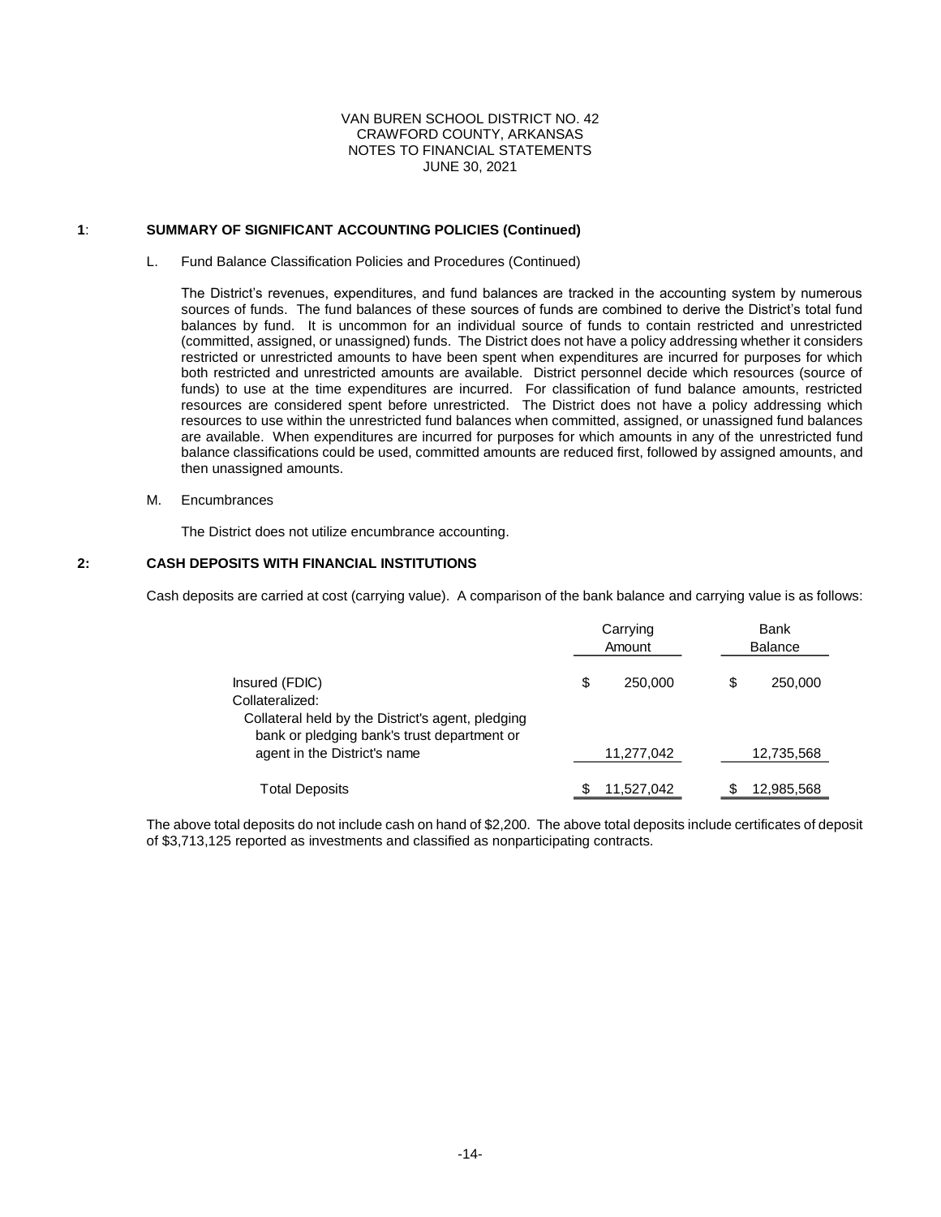VAN BUREN SCHOOL DISTRICT NO. 42
CRAWFORD COUNTY, ARKANSAS
NOTES TO FINANCIAL STATEMENTS
JUNE 30, 2021

**1: SUMMARY OF SIGNIFICANT ACCOUNTING POLICIES (Continued)**

L. Fund Balance Classification Policies and Procedures (Continued)

The District's revenues, expenditures, and fund balances are tracked in the accounting system by numerous sources of funds. The fund balances of these sources of funds are combined to derive the District's total fund balances by fund. It is uncommon for an individual source of funds to contain restricted and unrestricted (committed, assigned, or unassigned) funds. The District does not have a policy addressing whether it considers restricted or unrestricted amounts to have been spent when expenditures are incurred for purposes for which both restricted and unrestricted amounts are available. District personnel decide which resources (source of funds) to use at the time expenditures are incurred. For classification of fund balance amounts, restricted resources are considered spent before unrestricted. The District does not have a policy addressing which resources to use within the unrestricted fund balances when committed, assigned, or unassigned fund balances are available. When expenditures are incurred for purposes for which amounts in any of the unrestricted fund balance classifications could be used, committed amounts are reduced first, followed by assigned amounts, and then unassigned amounts.

M. Encumbrances

The District does not utilize encumbrance accounting.

**2: CASH DEPOSITS WITH FINANCIAL INSTITUTIONS**

Cash deposits are carried at cost (carrying value). A comparison of the bank balance and carrying value is as follows:

| | Carrying Amount | Bank Balance |
|---|---|---|
| Insured (FDIC) | $ 250,000 | $ 250,000 |
| Collateralized: | | |
| Collateral held by the District's agent, pledging bank or pledging bank's trust department or agent in the District's name | 11,277,042 | 12,735,568 |
| Total Deposits | $ 11,527,042 | $ 12,985,568 |

The above total deposits do not include cash on hand of $2,200. The above total deposits include certificates of deposit of $3,713,125 reported as investments and classified as nonparticipating contracts.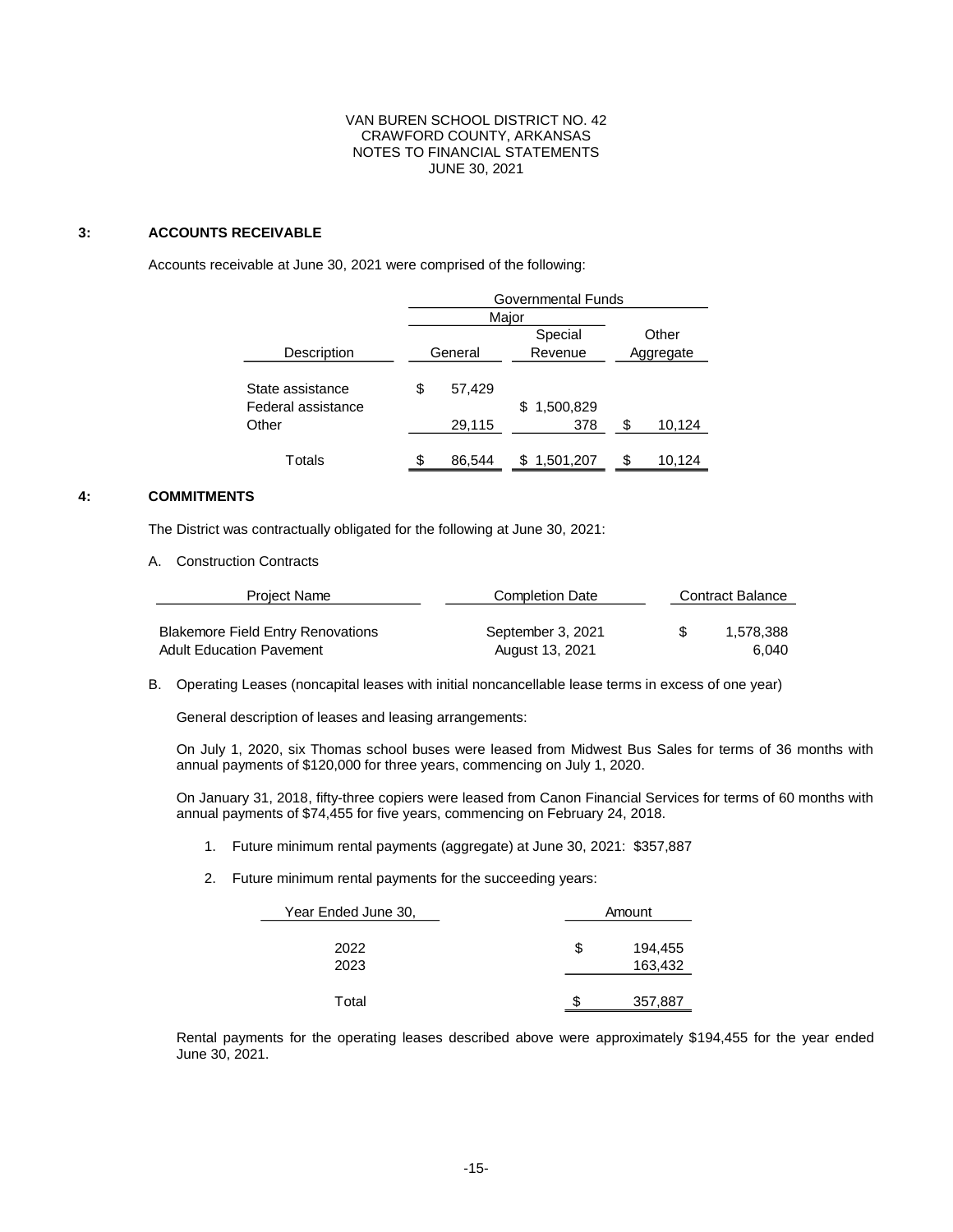VAN BUREN SCHOOL DISTRICT NO. 42
CRAWFORD COUNTY, ARKANSAS
NOTES TO FINANCIAL STATEMENTS
JUNE 30, 2021

## 3: ACCOUNTS RECEIVABLE

Accounts receivable at June 30, 2021 were comprised of the following:

| | Governmental Funds | | |
|---|---|---|---|
| | Major | | |
| Description | General | Special Revenue | Other Aggregate |
| State assistance | $ 57,429 | | |
| Federal assistance | | $ 1,500,829 | |
| Other | 29,115 | 378 | $ 10,124 |
| Totals | $ 86,544 | $ 1,501,207 | $ 10,124 |

## 4: COMMITMENTS

The District was contractually obligated for the following at June 30, 2021:

A. Construction Contracts

| Project Name | Completion Date | Contract Balance |
|---|---|---|
| Blakemore Field Entry Renovations | September 3, 2021 | $ 1,578,388 |
| Adult Education Pavement | August 13, 2021 | 6,040 |

B. Operating Leases (noncapital leases with initial noncancellable lease terms in excess of one year)

General description of leases and leasing arrangements:

On July 1, 2020, six Thomas school buses were leased from Midwest Bus Sales for terms of 36 months with annual payments of $120,000 for three years, commencing on July 1, 2020.

On January 31, 2018, fifty-three copiers were leased from Canon Financial Services for terms of 60 months with annual payments of $74,455 for five years, commencing on February 24, 2018.

1. Future minimum rental payments (aggregate) at June 30, 2021: $357,887

2. Future minimum rental payments for the succeeding years:

| Year Ended June 30, | Amount |
|---|---|
| 2022 | $ 194,455 |
| 2023 | 163,432 |
| Total | $ 357,887 |

Rental payments for the operating leases described above were approximately $194,455 for the year ended June 30, 2021.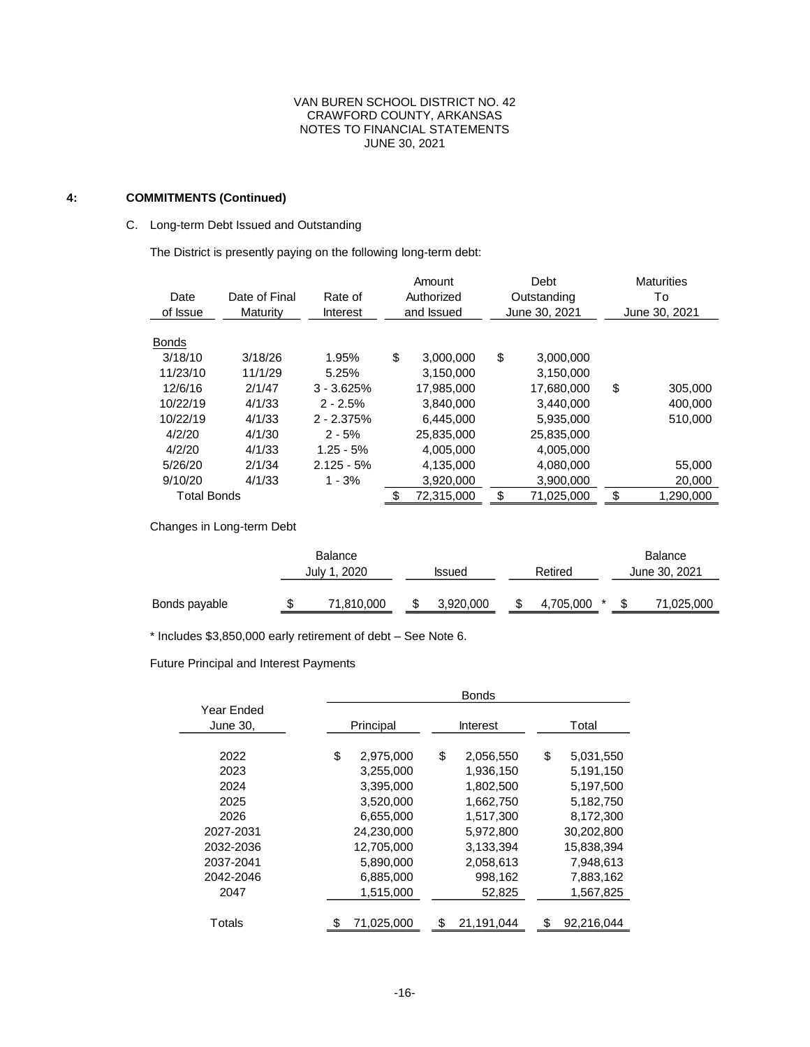VAN BUREN SCHOOL DISTRICT NO. 42
CRAWFORD COUNTY, ARKANSAS
NOTES TO FINANCIAL STATEMENTS
JUNE 30, 2021

## 4: COMMITMENTS (Continued)

C. Long-term Debt Issued and Outstanding

The District is presently paying on the following long-term debt:

| Date of Issue | Date of Final Maturity | Rate of Interest | Amount Authorized and Issued | Debt Outstanding June 30, 2021 | Maturities To June 30, 2021 |
|---|---|---|---|---|---|
| Bonds | | | | | |
| 3/18/10 | 3/18/26 | 1.95% | $ 3,000,000 | $ 3,000,000 | |
| 11/23/10 | 11/1/29 | 5.25% | 3,150,000 | 3,150,000 | |
| 12/6/16 | 2/1/47 | 3 - 3.625% | 17,985,000 | 17,680,000 | $ 305,000 |
| 10/22/19 | 4/1/33 | 2 - 2.5% | 3,840,000 | 3,440,000 | 400,000 |
| 10/22/19 | 4/1/33 | 2 - 2.375% | 6,445,000 | 5,935,000 | 510,000 |
| 4/2/20 | 4/1/30 | 2 - 5% | 25,835,000 | 25,835,000 | |
| 4/2/20 | 4/1/33 | 1.25 - 5% | 4,005,000 | 4,005,000 | |
| 5/26/20 | 2/1/34 | 2.125 - 5% | 4,135,000 | 4,080,000 | 55,000 |
| 9/10/20 | 4/1/33 | 1 - 3% | 3,920,000 | 3,900,000 | 20,000 |
| Total Bonds | | | $ 72,315,000 | $ 71,025,000 | $ 1,290,000 |

Changes in Long-term Debt

| | Balance July 1, 2020 | Issued | Retired | Balance June 30, 2021 |
|---|---|---|---|---|
| Bonds payable | $ 71,810,000 | $ 3,920,000 | $ 4,705,000 * | $ 71,025,000 |

\* Includes $3,850,000 early retirement of debt – See Note 6.

Future Principal and Interest Payments

| Year Ended June 30, | Bonds | | |
|---|---|---|---|
| | Principal | Interest | Total |
| 2022 | $ 2,975,000 | $ 2,056,550 | $ 5,031,550 |
| 2023 | 3,255,000 | 1,936,150 | 5,191,150 |
| 2024 | 3,395,000 | 1,802,500 | 5,197,500 |
| 2025 | 3,520,000 | 1,662,750 | 5,182,750 |
| 2026 | 6,655,000 | 1,517,300 | 8,172,300 |
| 2027-2031 | 24,230,000 | 5,972,800 | 30,202,800 |
| 2032-2036 | 12,705,000 | 3,133,394 | 15,838,394 |
| 2037-2041 | 5,890,000 | 2,058,613 | 7,948,613 |
| 2042-2046 | 6,885,000 | 998,162 | 7,883,162 |
| 2047 | 1,515,000 | 52,825 | 1,567,825 |
| Totals | $ 71,025,000 | $ 21,191,044 | $ 92,216,044 |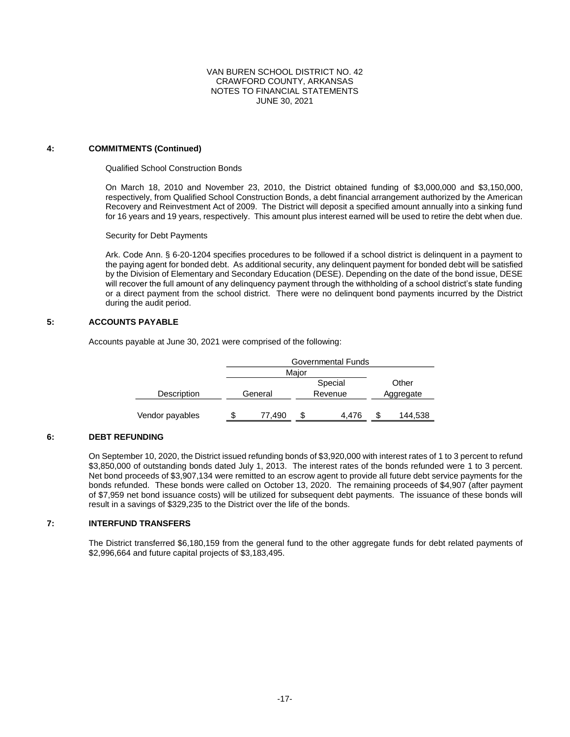VAN BUREN SCHOOL DISTRICT NO. 42
CRAWFORD COUNTY, ARKANSAS
NOTES TO FINANCIAL STATEMENTS
JUNE 30, 2021

## 4: COMMITMENTS (Continued)

Qualified School Construction Bonds

On March 18, 2010 and November 23, 2010, the District obtained funding of $3,000,000 and $3,150,000, respectively, from Qualified School Construction Bonds, a debt financial arrangement authorized by the American Recovery and Reinvestment Act of 2009. The District will deposit a specified amount annually into a sinking fund for 16 years and 19 years, respectively. This amount plus interest earned will be used to retire the debt when due.

Security for Debt Payments

Ark. Code Ann. § 6-20-1204 specifies procedures to be followed if a school district is delinquent in a payment to the paying agent for bonded debt. As additional security, any delinquent payment for bonded debt will be satisfied by the Division of Elementary and Secondary Education (DESE). Depending on the date of the bond issue, DESE will recover the full amount of any delinquency payment through the withholding of a school district's state funding or a direct payment from the school district. There were no delinquent bond payments incurred by the District during the audit period.

## 5: ACCOUNTS PAYABLE

Accounts payable at June 30, 2021 were comprised of the following:

| | Governmental Funds | | |
|---|---|---|---|
| | Major | | |
| Description | General | Special Revenue | Other Aggregate |
| Vendor payables | $ 77,490 | $ 4,476 | $ 144,538 |

## 6: DEBT REFUNDING

On September 10, 2020, the District issued refunding bonds of $3,920,000 with interest rates of 1 to 3 percent to refund $3,850,000 of outstanding bonds dated July 1, 2013. The interest rates of the bonds refunded were 1 to 3 percent. Net bond proceeds of $3,907,134 were remitted to an escrow agent to provide all future debt service payments for the bonds refunded. These bonds were called on October 13, 2020. The remaining proceeds of $4,907 (after payment of $7,959 net bond issuance costs) will be utilized for subsequent debt payments. The issuance of these bonds will result in a savings of $329,235 to the District over the life of the bonds.

## 7: INTERFUND TRANSFERS

The District transferred $6,180,159 from the general fund to the other aggregate funds for debt related payments of $2,996,664 and future capital projects of $3,183,495.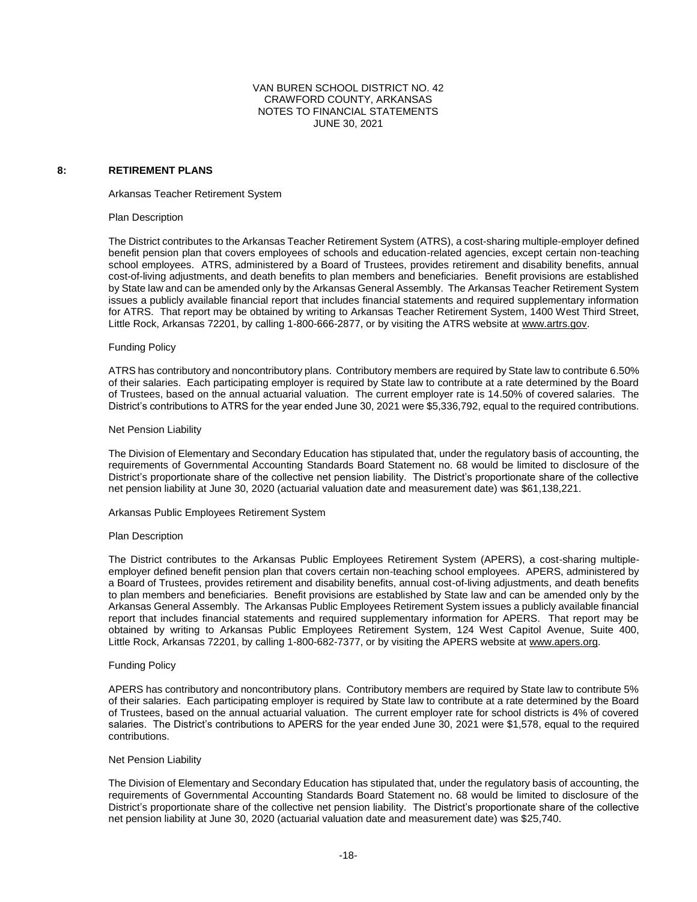VAN BUREN SCHOOL DISTRICT NO. 42
CRAWFORD COUNTY, ARKANSAS
NOTES TO FINANCIAL STATEMENTS
JUNE 30, 2021

## 8: RETIREMENT PLANS

### Arkansas Teacher Retirement System

#### Plan Description

The District contributes to the Arkansas Teacher Retirement System (ATRS), a cost-sharing multiple-employer defined benefit pension plan that covers employees of schools and education-related agencies, except certain non-teaching school employees. ATRS, administered by a Board of Trustees, provides retirement and disability benefits, annual cost-of-living adjustments, and death benefits to plan members and beneficiaries. Benefit provisions are established by State law and can be amended only by the Arkansas General Assembly. The Arkansas Teacher Retirement System issues a publicly available financial report that includes financial statements and required supplementary information for ATRS. That report may be obtained by writing to Arkansas Teacher Retirement System, 1400 West Third Street, Little Rock, Arkansas 72201, by calling 1-800-666-2877, or by visiting the ATRS website at www.artrs.gov.

#### Funding Policy

ATRS has contributory and noncontributory plans. Contributory members are required by State law to contribute 6.50% of their salaries. Each participating employer is required by State law to contribute at a rate determined by the Board of Trustees, based on the annual actuarial valuation. The current employer rate is 14.50% of covered salaries. The District's contributions to ATRS for the year ended June 30, 2021 were $5,336,792, equal to the required contributions.

#### Net Pension Liability

The Division of Elementary and Secondary Education has stipulated that, under the regulatory basis of accounting, the requirements of Governmental Accounting Standards Board Statement no. 68 would be limited to disclosure of the District's proportionate share of the collective net pension liability. The District's proportionate share of the collective net pension liability at June 30, 2020 (actuarial valuation date and measurement date) was $61,138,221.

### Arkansas Public Employees Retirement System

#### Plan Description

The District contributes to the Arkansas Public Employees Retirement System (APERS), a cost-sharing multiple-employer defined benefit pension plan that covers certain non-teaching school employees. APERS, administered by a Board of Trustees, provides retirement and disability benefits, annual cost-of-living adjustments, and death benefits to plan members and beneficiaries. Benefit provisions are established by State law and can be amended only by the Arkansas General Assembly. The Arkansas Public Employees Retirement System issues a publicly available financial report that includes financial statements and required supplementary information for APERS. That report may be obtained by writing to Arkansas Public Employees Retirement System, 124 West Capitol Avenue, Suite 400, Little Rock, Arkansas 72201, by calling 1-800-682-7377, or by visiting the APERS website at www.apers.org.

#### Funding Policy

APERS has contributory and noncontributory plans. Contributory members are required by State law to contribute 5% of their salaries. Each participating employer is required by State law to contribute at a rate determined by the Board of Trustees, based on the annual actuarial valuation. The current employer rate for school districts is 4% of covered salaries. The District's contributions to APERS for the year ended June 30, 2021 were $1,578, equal to the required contributions.

#### Net Pension Liability

The Division of Elementary and Secondary Education has stipulated that, under the regulatory basis of accounting, the requirements of Governmental Accounting Standards Board Statement no. 68 would be limited to disclosure of the District's proportionate share of the collective net pension liability. The District's proportionate share of the collective net pension liability at June 30, 2020 (actuarial valuation date and measurement date) was $25,740.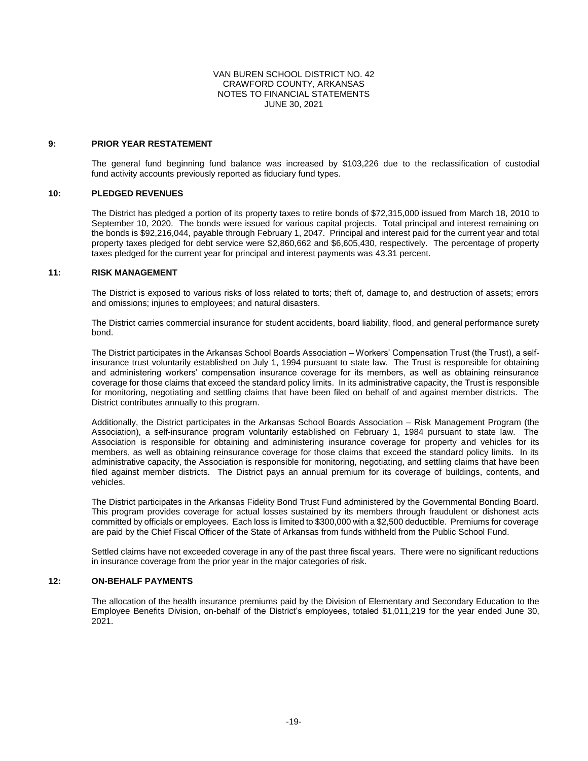## 9: PRIOR YEAR RESTATEMENT

The general fund beginning fund balance was increased by $103,226 due to the reclassification of custodial fund activity accounts previously reported as fiduciary fund types.

## 10: PLEDGED REVENUES

The District has pledged a portion of its property taxes to retire bonds of $72,315,000 issued from March 18, 2010 to September 10, 2020. The bonds were issued for various capital projects. Total principal and interest remaining on the bonds is $92,216,044, payable through February 1, 2047. Principal and interest paid for the current year and total property taxes pledged for debt service were $2,860,662 and $6,605,430, respectively. The percentage of property taxes pledged for the current year for principal and interest payments was 43.31 percent.

## 11: RISK MANAGEMENT

The District is exposed to various risks of loss related to torts; theft of, damage to, and destruction of assets; errors and omissions; injuries to employees; and natural disasters.

The District carries commercial insurance for student accidents, board liability, flood, and general performance surety bond.

The District participates in the Arkansas School Boards Association – Workers' Compensation Trust (the Trust), a self-insurance trust voluntarily established on July 1, 1994 pursuant to state law. The Trust is responsible for obtaining and administering workers' compensation insurance coverage for its members, as well as obtaining reinsurance coverage for those claims that exceed the standard policy limits. In its administrative capacity, the Trust is responsible for monitoring, negotiating and settling claims that have been filed on behalf of and against member districts. The District contributes annually to this program.

Additionally, the District participates in the Arkansas School Boards Association – Risk Management Program (the Association), a self-insurance program voluntarily established on February 1, 1984 pursuant to state law. The Association is responsible for obtaining and administering insurance coverage for property and vehicles for its members, as well as obtaining reinsurance coverage for those claims that exceed the standard policy limits. In its administrative capacity, the Association is responsible for monitoring, negotiating, and settling claims that have been filed against member districts. The District pays an annual premium for its coverage of buildings, contents, and vehicles.

The District participates in the Arkansas Fidelity Bond Trust Fund administered by the Governmental Bonding Board. This program provides coverage for actual losses sustained by its members through fraudulent or dishonest acts committed by officials or employees. Each loss is limited to $300,000 with a $2,500 deductible. Premiums for coverage are paid by the Chief Fiscal Officer of the State of Arkansas from funds withheld from the Public School Fund.

Settled claims have not exceeded coverage in any of the past three fiscal years. There were no significant reductions in insurance coverage from the prior year in the major categories of risk.

## 12: ON-BEHALF PAYMENTS

The allocation of the health insurance premiums paid by the Division of Elementary and Secondary Education to the Employee Benefits Division, on-behalf of the District's employees, totaled $1,011,219 for the year ended June 30, 2021.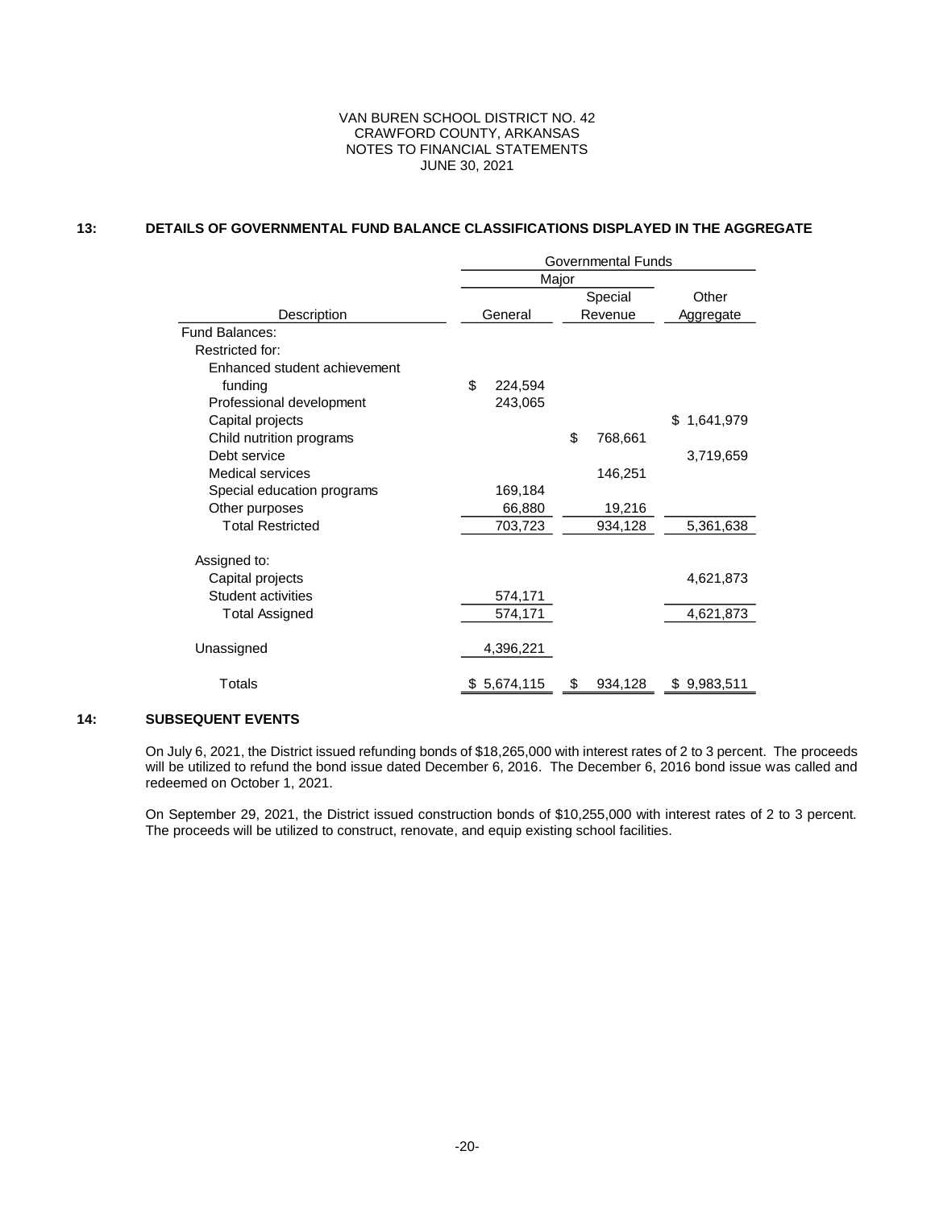VAN BUREN SCHOOL DISTRICT NO. 42
CRAWFORD COUNTY, ARKANSAS
NOTES TO FINANCIAL STATEMENTS
JUNE 30, 2021

## 13: DETAILS OF GOVERNMENTAL FUND BALANCE CLASSIFICATIONS DISPLAYED IN THE AGGREGATE

| | Governmental Funds | | |
|---|---|---|---|
| | Major | | |
| Description | General | Special Revenue | Other Aggregate |
| Fund Balances: | | | |
| Restricted for: | | | |
| Enhanced student achievement funding | $ 224,594 | | |
| Professional development | 243,065 | | |
| Capital projects | | | $ 1,641,979 |
| Child nutrition programs | | $ 768,661 | |
| Debt service | | | 3,719,659 |
| Medical services | | 146,251 | |
| Special education programs | 169,184 | | |
| Other purposes | 66,880 | 19,216 | |
| Total Restricted | 703,723 | 934,128 | 5,361,638 |
| Assigned to: | | | |
| Capital projects | | | 4,621,873 |
| Student activities | 574,171 | | |
| Total Assigned | 574,171 | | 4,621,873 |
| Unassigned | 4,396,221 | | |
| Totals | $ 5,674,115 | $ 934,128 | $ 9,983,511 |

## 14: SUBSEQUENT EVENTS

On July 6, 2021, the District issued refunding bonds of $18,265,000 with interest rates of 2 to 3 percent. The proceeds will be utilized to refund the bond issue dated December 6, 2016. The December 6, 2016 bond issue was called and redeemed on October 1, 2021.

On September 29, 2021, the District issued construction bonds of $10,255,000 with interest rates of 2 to 3 percent. The proceeds will be utilized to construct, renovate, and equip existing school facilities.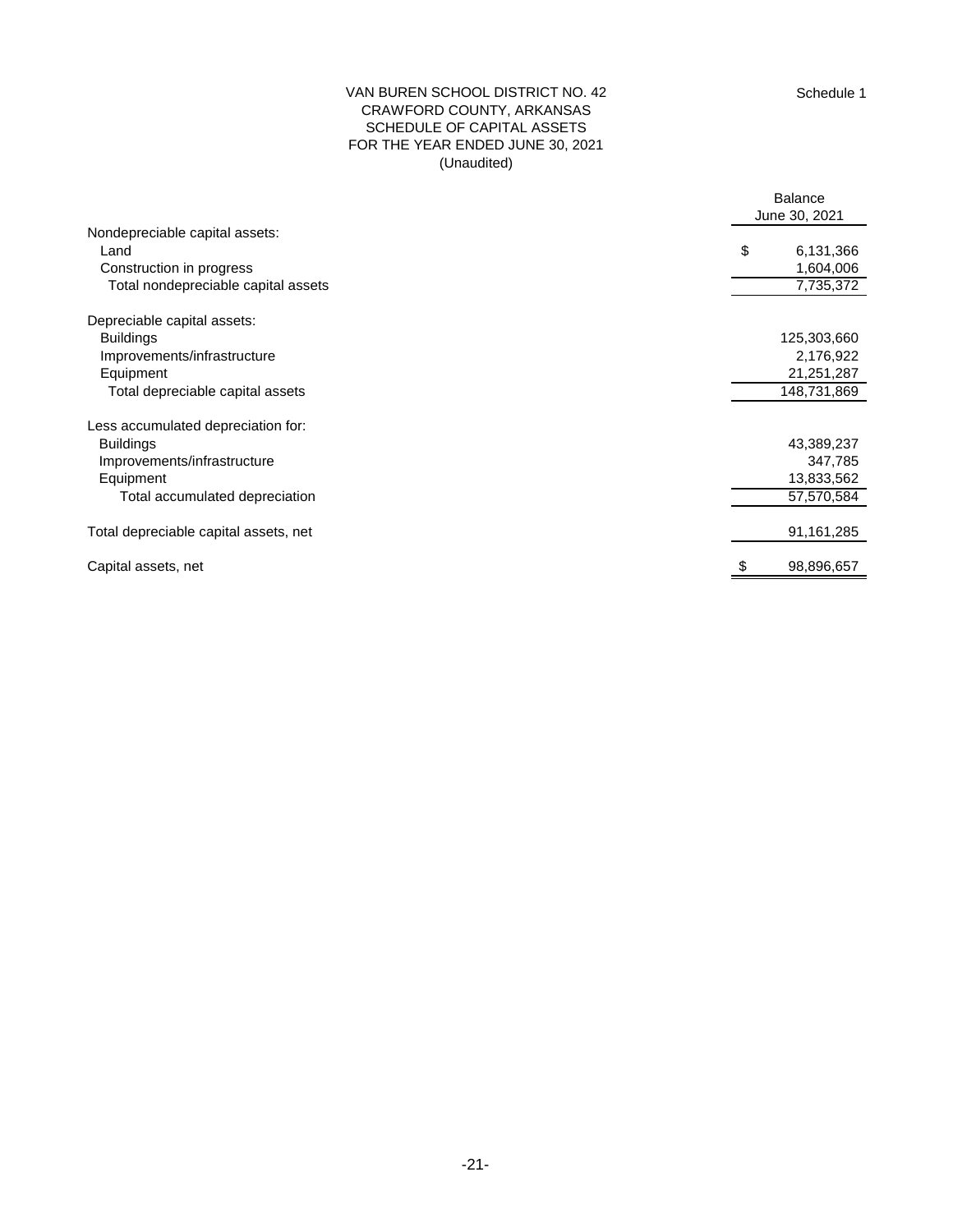Schedule 1

# VAN BUREN SCHOOL DISTRICT NO. 42
## CRAWFORD COUNTY, ARKANSAS
## SCHEDULE OF CAPITAL ASSETS
## FOR THE YEAR ENDED JUNE 30, 2021
(Unaudited)

| | Balance June 30, 2021 |
|---|---|
| Nondepreciable capital assets: | |
| Land | $ 6,131,366 |
| Construction in progress | 1,604,006 |
| Total nondepreciable capital assets | 7,735,372 |
| | |
| Depreciable capital assets: | |
| Buildings | 125,303,660 |
| Improvements/infrastructure | 2,176,922 |
| Equipment | 21,251,287 |
| Total depreciable capital assets | 148,731,869 |
| | |
| Less accumulated depreciation for: | |
| Buildings | 43,389,237 |
| Improvements/infrastructure | 347,785 |
| Equipment | 13,833,562 |
| Total accumulated depreciation | 57,570,584 |
| | |
| Total depreciable capital assets, net | 91,161,285 |
| | |
| Capital assets, net | $ 98,896,657 |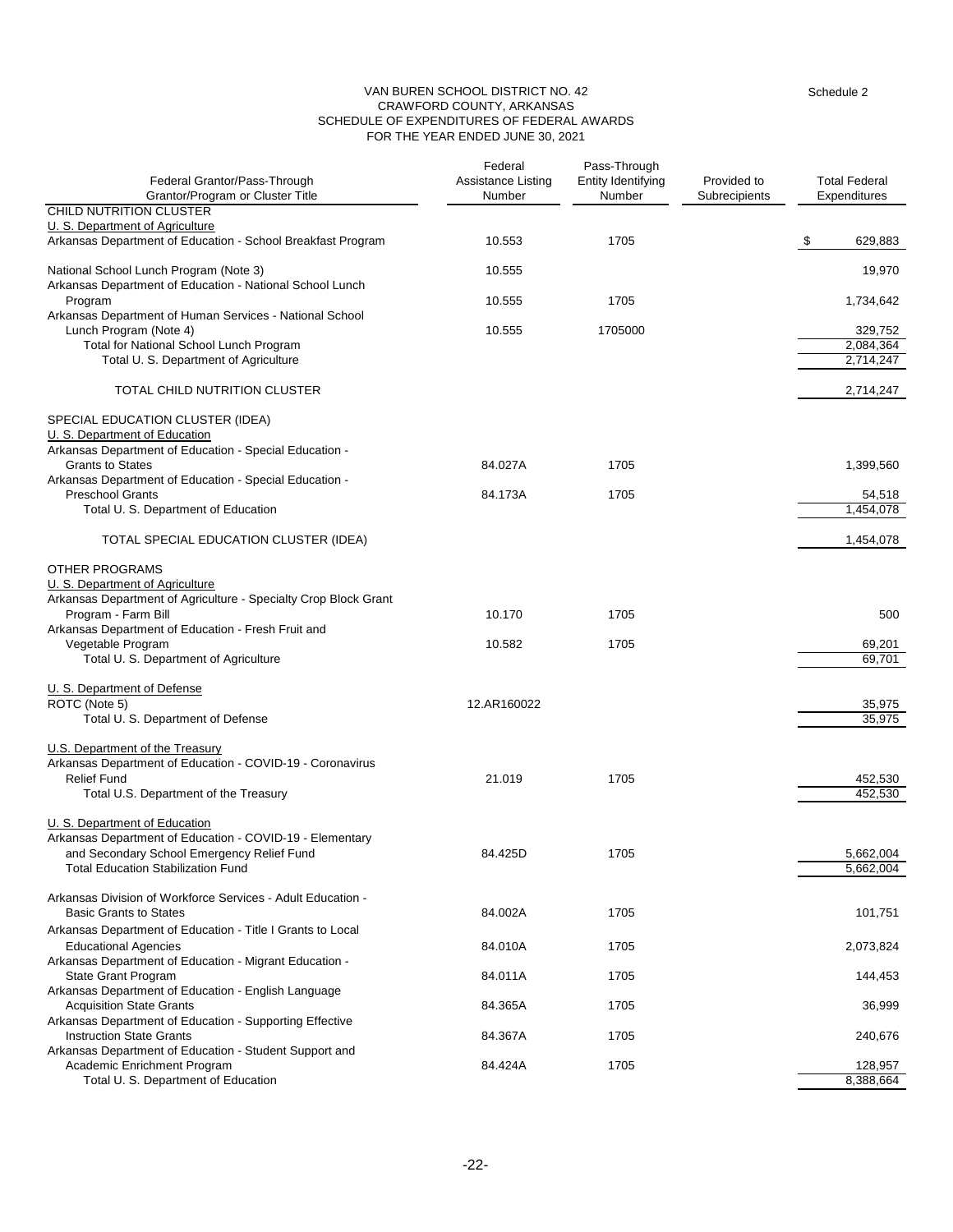VAN BUREN SCHOOL DISTRICT NO. 42
CRAWFORD COUNTY, ARKANSAS
SCHEDULE OF EXPENDITURES OF FEDERAL AWARDS
FOR THE YEAR ENDED JUNE 30, 2021

Schedule 2

| Federal Grantor/Pass-Through Grantor/Program or Cluster Title | Federal Assistance Listing Number | Pass-Through Entity Identifying Number | Provided to Subrecipients | Total Federal Expenditures |
|---|---|---|---|---|
| CHILD NUTRITION CLUSTER | | | | |
| U. S. Department of Agriculture | | | | |
| Arkansas Department of Education - School Breakfast Program | 10.553 | 1705 | | $ 629,883 |
| National School Lunch Program (Note 3) | 10.555 | | | 19,970 |
| Arkansas Department of Education - National School Lunch Program | 10.555 | 1705 | | 1,734,642 |
| Arkansas Department of Human Services - National School Lunch Program (Note 4) | 10.555 | 1705000 | | 329,752 |
| Total for National School Lunch Program | | | | 2,084,364 |
| Total U. S. Department of Agriculture | | | | 2,714,247 |
| TOTAL CHILD NUTRITION CLUSTER | | | | 2,714,247 |
| SPECIAL EDUCATION CLUSTER (IDEA) | | | | |
| U. S. Department of Education | | | | |
| Arkansas Department of Education - Special Education - Grants to States | 84.027A | 1705 | | 1,399,560 |
| Arkansas Department of Education - Special Education - Preschool Grants | 84.173A | 1705 | | 54,518 |
| Total U. S. Department of Education | | | | 1,454,078 |
| TOTAL SPECIAL EDUCATION CLUSTER (IDEA) | | | | 1,454,078 |
| OTHER PROGRAMS | | | | |
| U. S. Department of Agriculture | | | | |
| Arkansas Department of Agriculture - Specialty Crop Block Grant Program - Farm Bill | 10.170 | 1705 | | 500 |
| Arkansas Department of Education - Fresh Fruit and Vegetable Program | 10.582 | 1705 | | 69,201 |
| Total U. S. Department of Agriculture | | | | 69,701 |
| U. S. Department of Defense | | | | |
| ROTC (Note 5) | 12.AR160022 | | | 35,975 |
| Total U. S. Department of Defense | | | | 35,975 |
| U.S. Department of the Treasury | | | | |
| Arkansas Department of Education - COVID-19 - Coronavirus Relief Fund | 21.019 | 1705 | | 452,530 |
| Total U.S. Department of the Treasury | | | | 452,530 |
| U. S. Department of Education | | | | |
| Arkansas Department of Education - COVID-19 - Elementary and Secondary School Emergency Relief Fund | 84.425D | 1705 | | 5,662,004 |
| Total Education Stabilization Fund | | | | 5,662,004 |
| Arkansas Division of Workforce Services - Adult Education - Basic Grants to States | 84.002A | 1705 | | 101,751 |
| Arkansas Department of Education - Title I Grants to Local Educational Agencies | 84.010A | 1705 | | 2,073,824 |
| Arkansas Department of Education - Migrant Education - State Grant Program | 84.011A | 1705 | | 144,453 |
| Arkansas Department of Education - English Language Acquisition State Grants | 84.365A | 1705 | | 36,999 |
| Arkansas Department of Education - Supporting Effective Instruction State Grants | 84.367A | 1705 | | 240,676 |
| Arkansas Department of Education - Student Support and Academic Enrichment Program | 84.424A | 1705 | | 128,957 |
| Total U. S. Department of Education | | | | 8,388,664 |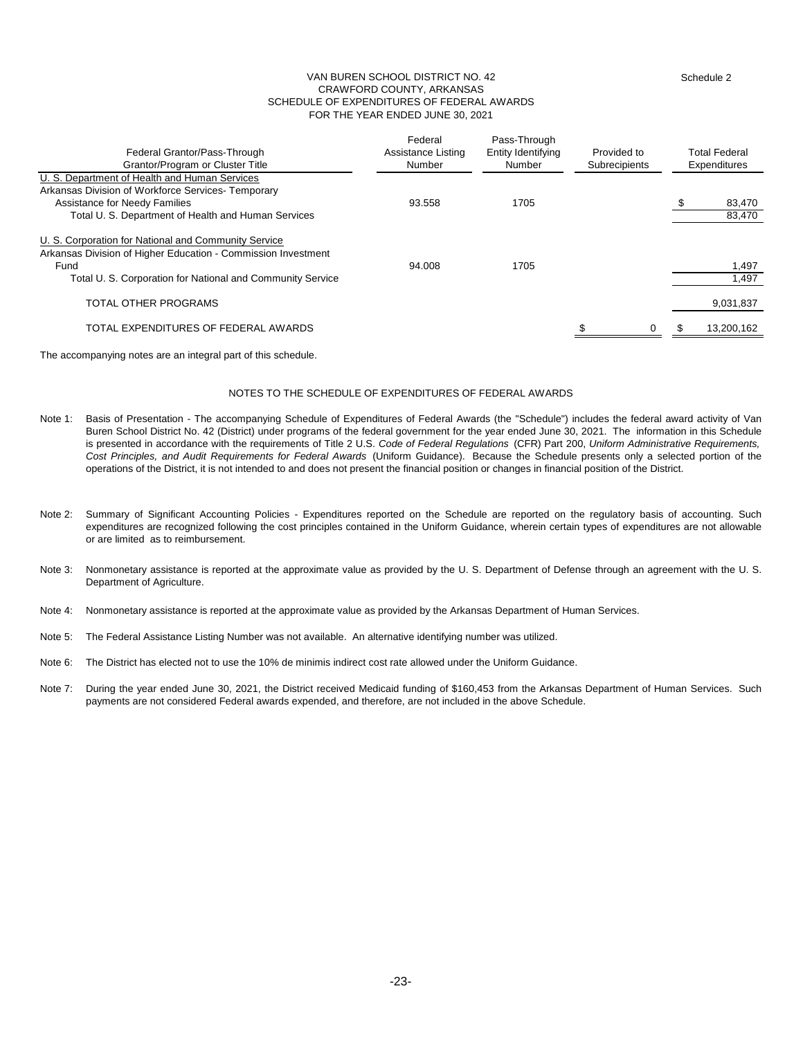VAN BUREN SCHOOL DISTRICT NO. 42
CRAWFORD COUNTY, ARKANSAS
SCHEDULE OF EXPENDITURES OF FEDERAL AWARDS
FOR THE YEAR ENDED JUNE 30, 2021

Schedule 2

| Federal Grantor/Pass-Through Grantor/Program or Cluster Title | Federal Assistance Listing Number | Pass-Through Entity Identifying Number | Provided to Subrecipients | Total Federal Expenditures |
|---|---|---|---|---|
| U. S. Department of Health and Human Services | | | | |
| Arkansas Division of Workforce Services- Temporary Assistance for Needy Families | 93.558 | 1705 | | $ 83,470 |
| Total U. S. Department of Health and Human Services | | | | 83,470 |
| U. S. Corporation for National and Community Service | | | | |
| Arkansas Division of Higher Education - Commission Investment Fund | 94.008 | 1705 | | 1,497 |
| Total U. S. Corporation for National and Community Service | | | | 1,497 |
| TOTAL OTHER PROGRAMS | | | | 9,031,837 |
| TOTAL EXPENDITURES OF FEDERAL AWARDS | | | $ 0 | $ 13,200,162 |

The accompanying notes are an integral part of this schedule.

## NOTES TO THE SCHEDULE OF EXPENDITURES OF FEDERAL AWARDS

Note 1: Basis of Presentation - The accompanying Schedule of Expenditures of Federal Awards (the "Schedule") includes the federal award activity of Van Buren School District No. 42 (District) under programs of the federal government for the year ended June 30, 2021. The information in this Schedule is presented in accordance with the requirements of Title 2 U.S. *Code of Federal Regulations* (CFR) Part 200, *Uniform Administrative Requirements, Cost Principles, and Audit Requirements for Federal Awards* (Uniform Guidance). Because the Schedule presents only a selected portion of the operations of the District, it is not intended to and does not present the financial position or changes in financial position of the District.

Note 2: Summary of Significant Accounting Policies - Expenditures reported on the Schedule are reported on the regulatory basis of accounting. Such expenditures are recognized following the cost principles contained in the Uniform Guidance, wherein certain types of expenditures are not allowable or are limited as to reimbursement.

Note 3: Nonmonetary assistance is reported at the approximate value as provided by the U. S. Department of Defense through an agreement with the U. S. Department of Agriculture.

Note 4: Nonmonetary assistance is reported at the approximate value as provided by the Arkansas Department of Human Services.

Note 5: The Federal Assistance Listing Number was not available. An alternative identifying number was utilized.

Note 6: The District has elected not to use the 10% de minimis indirect cost rate allowed under the Uniform Guidance.

Note 7: During the year ended June 30, 2021, the District received Medicaid funding of $160,453 from the Arkansas Department of Human Services. Such payments are not considered Federal awards expended, and therefore, are not included in the above Schedule.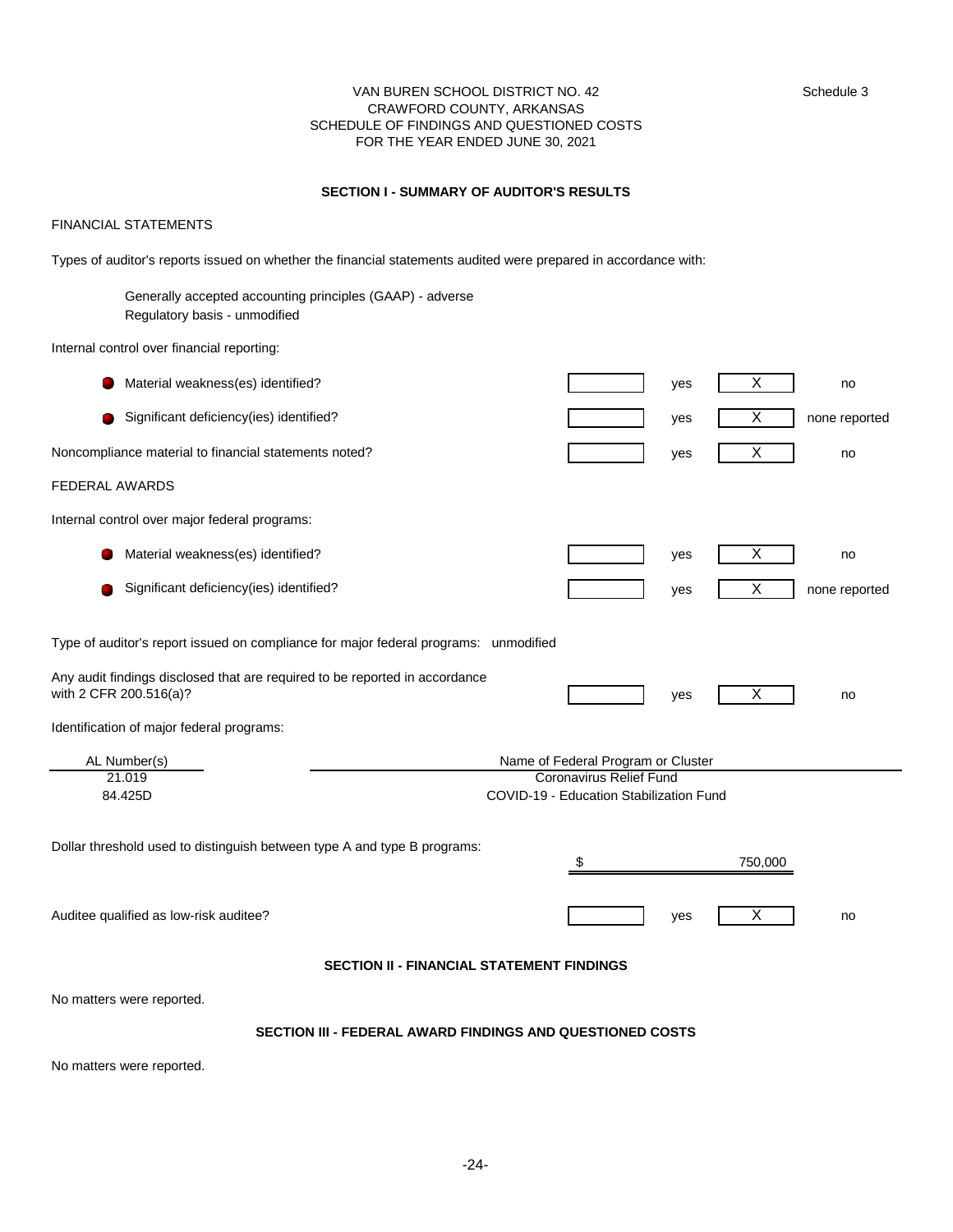Schedule 3

# VAN BUREN SCHOOL DISTRICT NO. 42
## CRAWFORD COUNTY, ARKANSAS
## SCHEDULE OF FINDINGS AND QUESTIONED COSTS
## FOR THE YEAR ENDED JUNE 30, 2021

### SECTION I - SUMMARY OF AUDITOR'S RESULTS

FINANCIAL STATEMENTS

Types of auditor's reports issued on whether the financial statements audited were prepared in accordance with:

Generally accepted accounting principles (GAAP) - adverse
Regulatory basis - unmodified

Internal control over financial reporting:

| | | | | |
|---|---|---|---|---|
| Material weakness(es) identified? | | yes | X | no |
| Significant deficiency(ies) identified? | | yes | X | none reported |
| Noncompliance material to financial statements noted? | | yes | X | no |

FEDERAL AWARDS

Internal control over major federal programs:

| | | | | |
|---|---|---|---|---|
| Material weakness(es) identified? | | yes | X | no |
| Significant deficiency(ies) identified? | | yes | X | none reported |

Type of auditor's report issued on compliance for major federal programs: unmodified

| | | | | |
|---|---|---|---|---|
| Any audit findings disclosed that are required to be reported in accordance with 2 CFR 200.516(a)? | | yes | X | no |

Identification of major federal programs:

| AL Number(s) | Name of Federal Program or Cluster |
|---|---|
| 21.019 | Coronavirus Relief Fund |
| 84.425D | COVID-19 - Education Stabilization Fund |

Dollar threshold used to distinguish between type A and type B programs: $ 750,000

| | | | | |
|---|---|---|---|---|
| Auditee qualified as low-risk auditee? | | yes | X | no |

### SECTION II - FINANCIAL STATEMENT FINDINGS

No matters were reported.

### SECTION III - FEDERAL AWARD FINDINGS AND QUESTIONED COSTS

No matters were reported.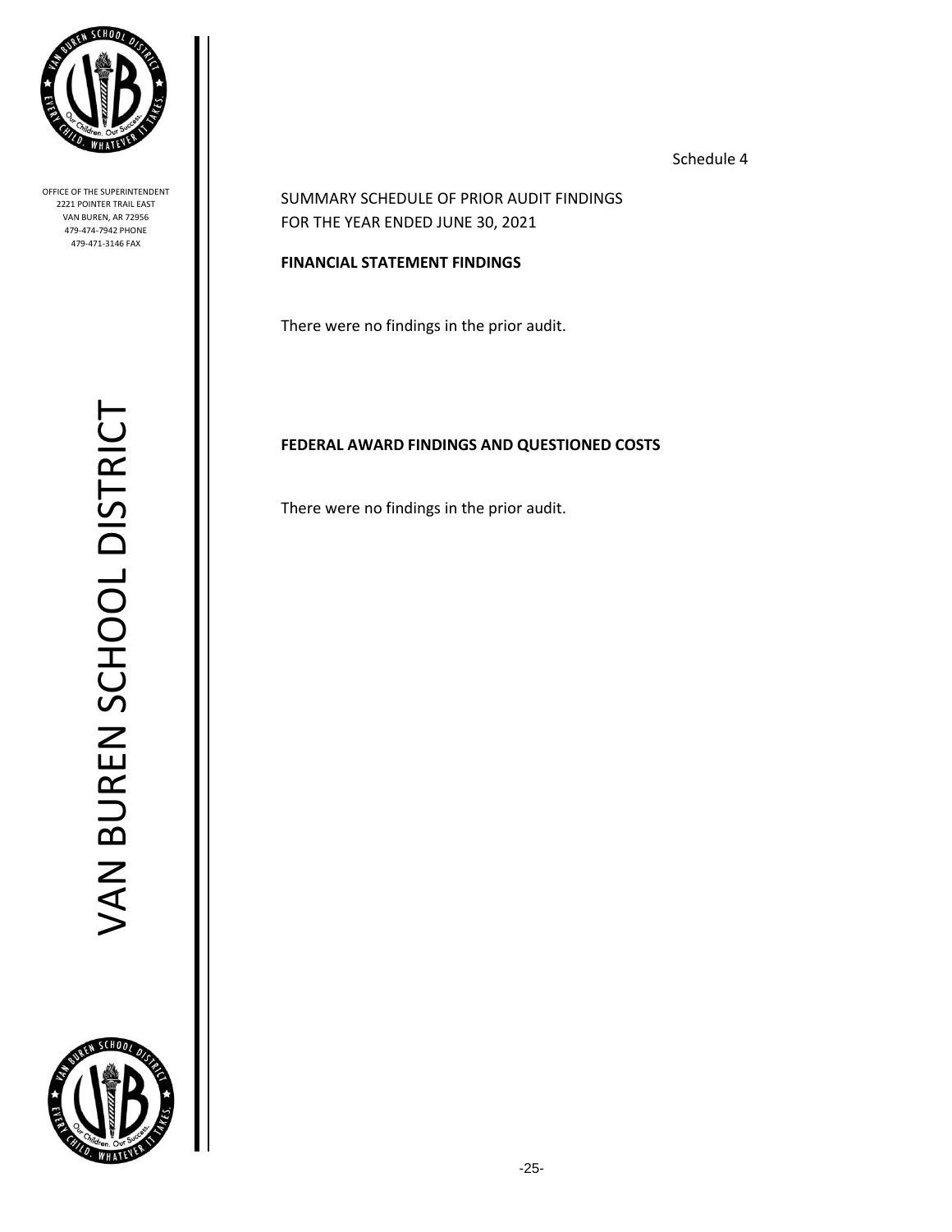Schedule 4

SUMMARY SCHEDULE OF PRIOR AUDIT FINDINGS
FOR THE YEAR ENDED JUNE 30, 2021

**FINANCIAL STATEMENT FINDINGS**

There were no findings in the prior audit.

**FEDERAL AWARD FINDINGS AND QUESTIONED COSTS**

There were no findings in the prior audit.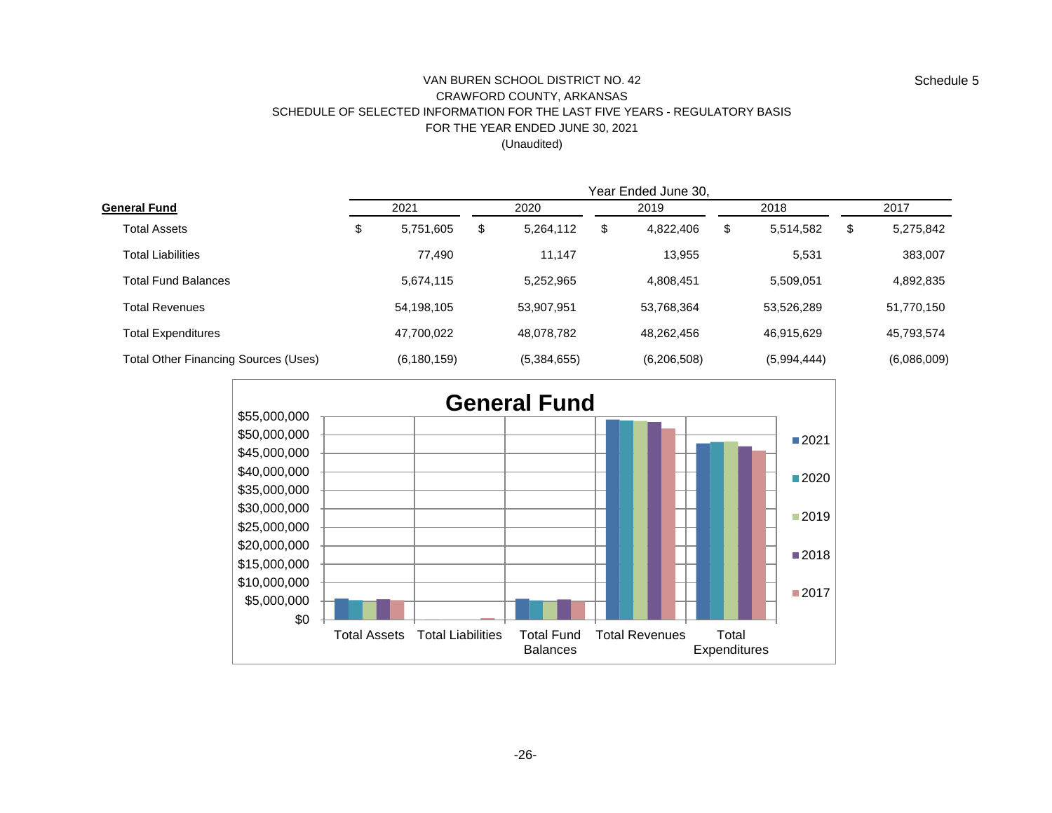Schedule 5

# VAN BUREN SCHOOL DISTRICT NO. 42
## CRAWFORD COUNTY, ARKANSAS
## SCHEDULE OF SELECTED INFORMATION FOR THE LAST FIVE YEARS - REGULATORY BASIS
## FOR THE YEAR ENDED JUNE 30, 2021
(Unaudited)

| | Year Ended June 30, | | | | |
|---|---|---|---|---|---|
| **General Fund** | 2021 | 2020 | 2019 | 2018 | 2017 |
| Total Assets | $ 5,751,605 | $ 5,264,112 | $ 4,822,406 | $ 5,514,582 | $ 5,275,842 |
| Total Liabilities | 77,490 | 11,147 | 13,955 | 5,531 | 383,007 |
| Total Fund Balances | 5,674,115 | 5,252,965 | 4,808,451 | 5,509,051 | 4,892,835 |
| Total Revenues | 54,198,105 | 53,907,951 | 53,768,364 | 53,526,289 | 51,770,150 |
| Total Expenditures | 47,700,022 | 48,078,782 | 48,262,456 | 46,915,629 | 45,793,574 |
| Total Other Financing Sources (Uses) | (6,180,159) | (5,384,655) | (6,206,508) | (5,994,444) | (6,086,009) |

**General Fund**

Total Assets, Total Liabilities, Total Fund Balances, Total Revenues, Total Expenditures

$0 – $55,000,000

2021, 2020, 2019, 2018, 2017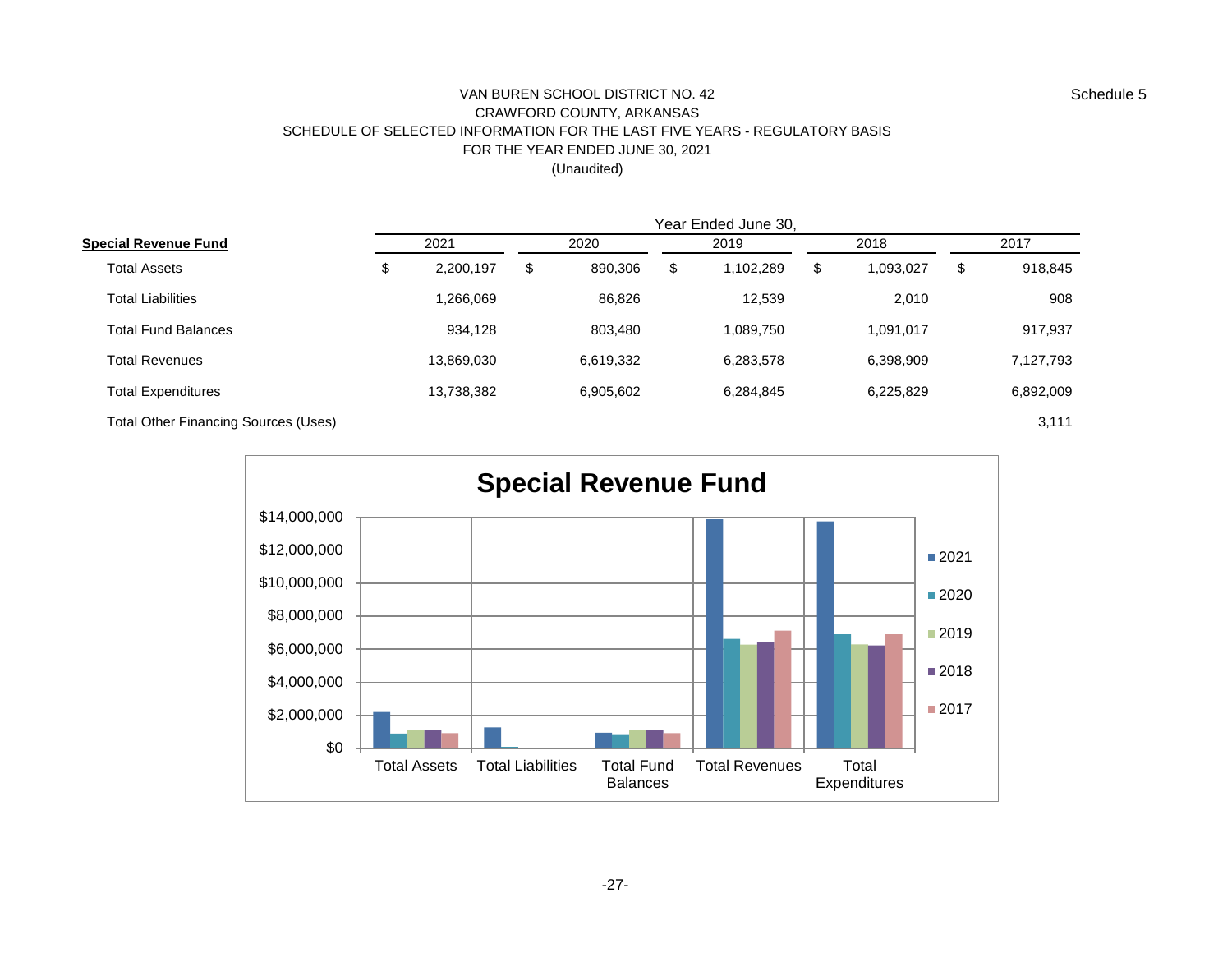VAN BUREN SCHOOL DISTRICT NO. 42
CRAWFORD COUNTY, ARKANSAS
SCHEDULE OF SELECTED INFORMATION FOR THE LAST FIVE YEARS - REGULATORY BASIS
FOR THE YEAR ENDED JUNE 30, 2021
(Unaudited)

Schedule 5

| **Special Revenue Fund** | Year Ended June 30, 2021 | 2020 | 2019 | 2018 | 2017 |
|---|---|---|---|---|---|
| Total Assets | $ 2,200,197 | $ 890,306 | $ 1,102,289 | $ 1,093,027 | $ 918,845 |
| Total Liabilities | 1,266,069 | 86,826 | 12,539 | 2,010 | 908 |
| Total Fund Balances | 934,128 | 803,480 | 1,089,750 | 1,091,017 | 917,937 |
| Total Revenues | 13,869,030 | 6,619,332 | 6,283,578 | 6,398,909 | 7,127,793 |
| Total Expenditures | 13,738,382 | 6,905,602 | 6,284,845 | 6,225,829 | 6,892,009 |
| Total Other Financing Sources (Uses) | | | | | 3,111 |

**Special Revenue Fund**

(Chart: bar chart of Total Assets, Total Liabilities, Total Fund Balances, Total Revenues, Total Expenditures for 2021, 2020, 2019, 2018, 2017; y-axis $0 to $14,000,000)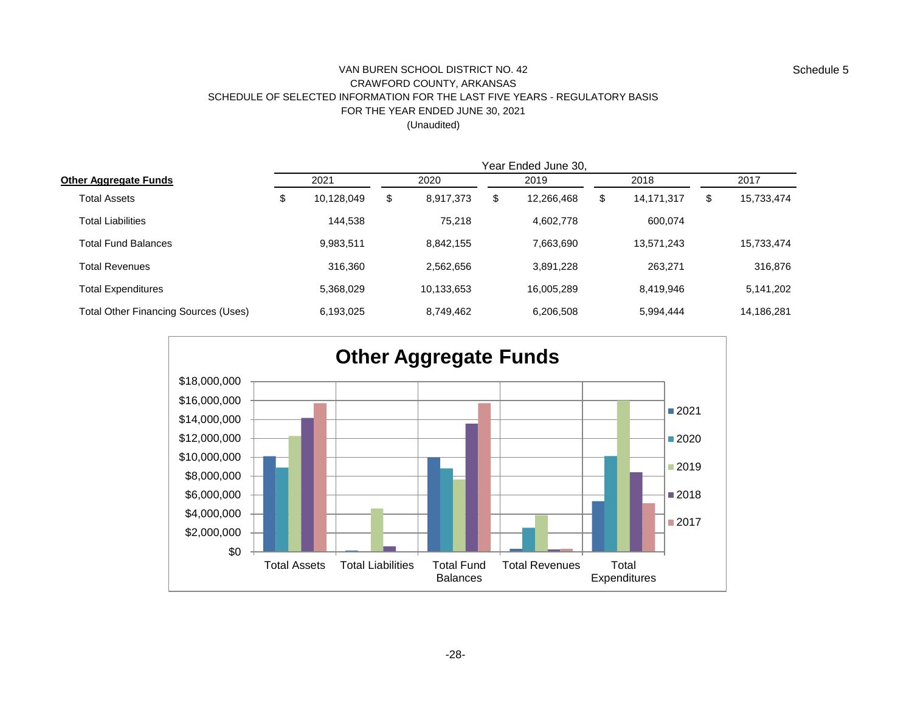Schedule 5

VAN BUREN SCHOOL DISTRICT NO. 42
CRAWFORD COUNTY, ARKANSAS
SCHEDULE OF SELECTED INFORMATION FOR THE LAST FIVE YEARS - REGULATORY BASIS
FOR THE YEAR ENDED JUNE 30, 2021
(Unaudited)

| | Year Ended June 30, | | | | |
|---|---|---|---|---|---|
| **Other Aggregate Funds** | 2021 | 2020 | 2019 | 2018 | 2017 |
| Total Assets | $ 10,128,049 | $ 8,917,373 | $ 12,266,468 | $ 14,171,317 | $ 15,733,474 |
| Total Liabilities | 144,538 | 75,218 | 4,602,778 | 600,074 | |
| Total Fund Balances | 9,983,511 | 8,842,155 | 7,663,690 | 13,571,243 | 15,733,474 |
| Total Revenues | 316,360 | 2,562,656 | 3,891,228 | 263,271 | 316,876 |
| Total Expenditures | 5,368,029 | 10,133,653 | 16,005,289 | 8,419,946 | 5,141,202 |
| Total Other Financing Sources (Uses) | 6,193,025 | 8,749,462 | 6,206,508 | 5,994,444 | 14,186,281 |

Other Aggregate Funds

$18,000,000
$16,000,000
$14,000,000
$12,000,000
$10,000,000
$8,000,000
$6,000,000
$4,000,000
$2,000,000
$0

Total Assets
Total Liabilities
Total Fund Balances
Total Revenues
Total Expenditures

2021
2020
2019
2018
2017